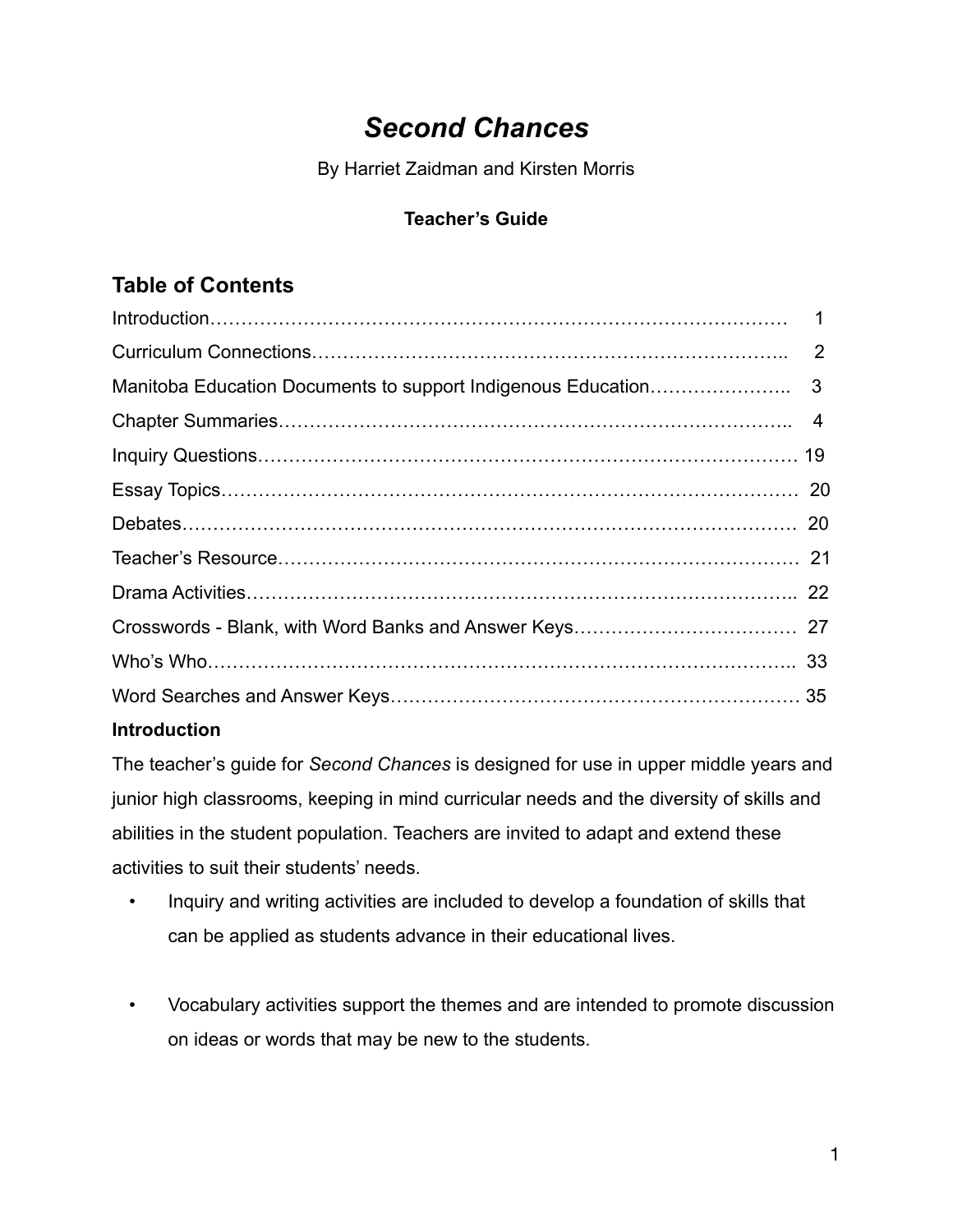# *Second Chances*

By Harriet Zaidman and Kirsten Morris

**Teacher's Guide**

## Table of Contents

| Section | Page |
| --- | --- |
| Introduction | 1 |
| Curriculum Connections | 2 |
| Manitoba Education Documents to support Indigenous Education | 3 |
| Chapter Summaries | 4 |
| Inquiry Questions | 19 |
| Essay Topics | 20 |
| Debates | 20 |
| Teacher's Resource | 21 |
| Drama Activities | 22 |
| Crosswords - Blank, with Word Banks and Answer Keys | 27 |
| Who's Who | 33 |
| Word Searches and Answer Keys | 35 |

**Introduction**

The teacher's guide for *Second Chances* is designed for use in upper middle years and junior high classrooms, keeping in mind curricular needs and the diversity of skills and abilities in the student population. Teachers are invited to adapt and extend these activities to suit their students' needs.

- Inquiry and writing activities are included to develop a foundation of skills that can be applied as students advance in their educational lives.
- Vocabulary activities support the themes and are intended to promote discussion on ideas or words that may be new to the students.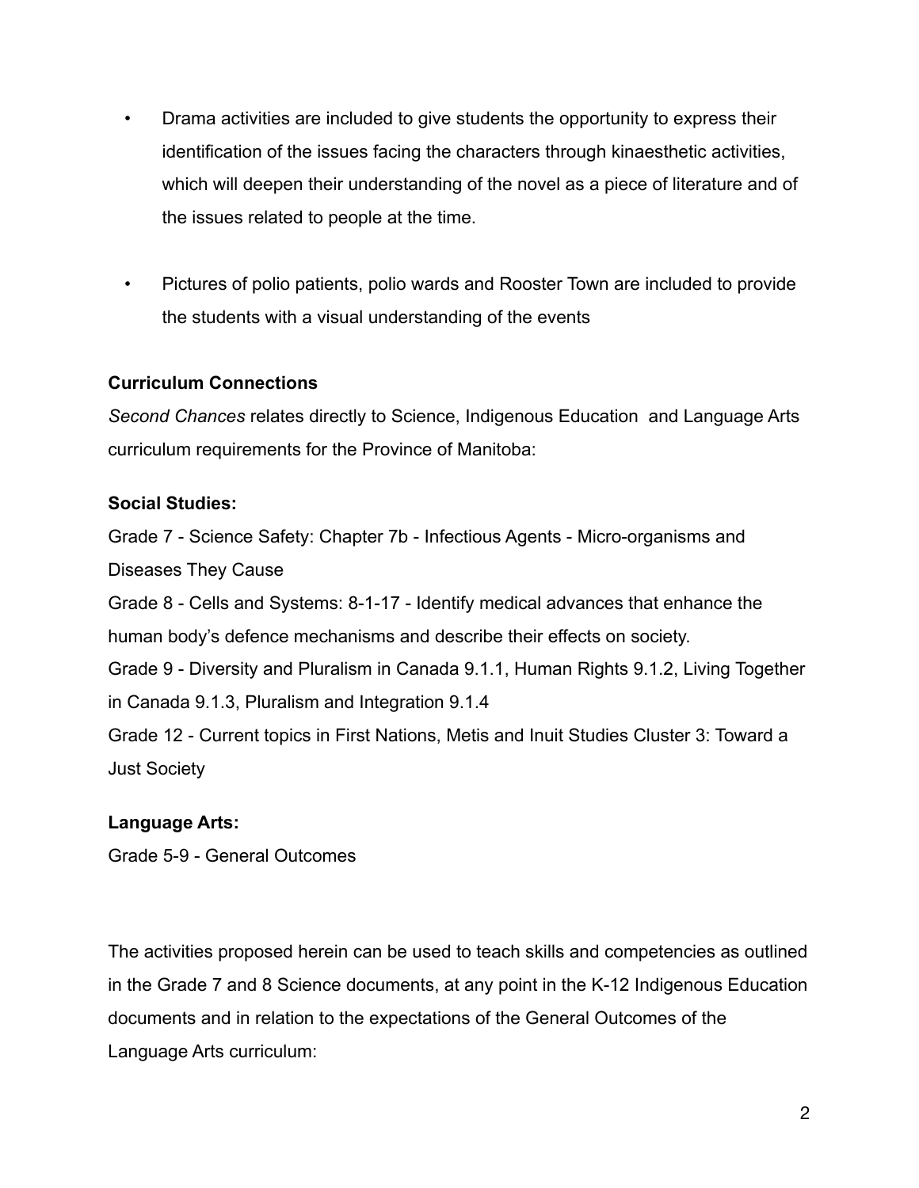- Drama activities are included to give students the opportunity to express their identification of the issues facing the characters through kinaesthetic activities, which will deepen their understanding of the novel as a piece of literature and of the issues related to people at the time.

- Pictures of polio patients, polio wards and Rooster Town are included to provide the students with a visual understanding of the events

**Curriculum Connections**

*Second Chances* relates directly to Science, Indigenous Education and Language Arts curriculum requirements for the Province of Manitoba:

**Social Studies:**

Grade 7 - Science Safety: Chapter 7b - Infectious Agents - Micro-organisms and Diseases They Cause

Grade 8 - Cells and Systems: 8-1-17 - Identify medical advances that enhance the human body's defence mechanisms and describe their effects on society.

Grade 9 - Diversity and Pluralism in Canada 9.1.1, Human Rights 9.1.2, Living Together in Canada 9.1.3, Pluralism and Integration 9.1.4

Grade 12 - Current topics in First Nations, Metis and Inuit Studies Cluster 3: Toward a Just Society

**Language Arts:**

Grade 5-9 - General Outcomes

The activities proposed herein can be used to teach skills and competencies as outlined in the Grade 7 and 8 Science documents, at any point in the K-12 Indigenous Education documents and in relation to the expectations of the General Outcomes of the Language Arts curriculum: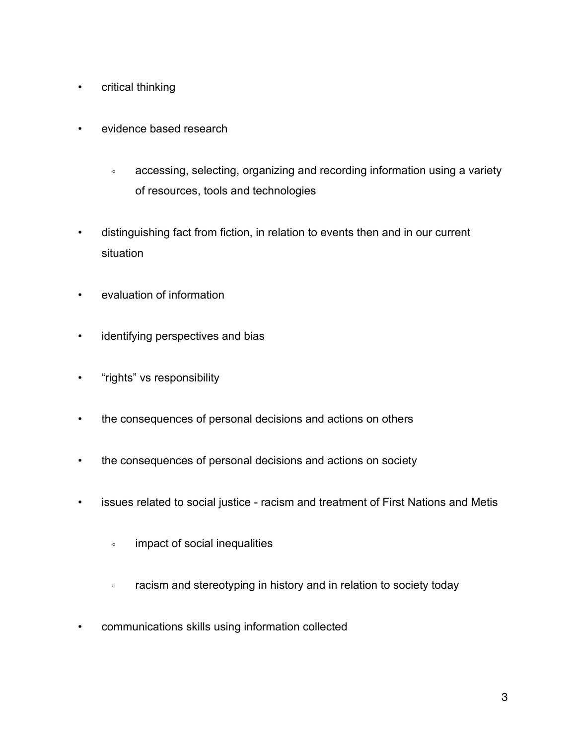- critical thinking
- evidence based research
    - accessing, selecting, organizing and recording information using a variety of resources, tools and technologies
- distinguishing fact from fiction, in relation to events then and in our current situation
- evaluation of information
- identifying perspectives and bias
- “rights” vs responsibility
- the consequences of personal decisions and actions on others
- the consequences of personal decisions and actions on society
- issues related to social justice - racism and treatment of First Nations and Metis
    - impact of social inequalities
    - racism and stereotyping in history and in relation to society today
- communications skills using information collected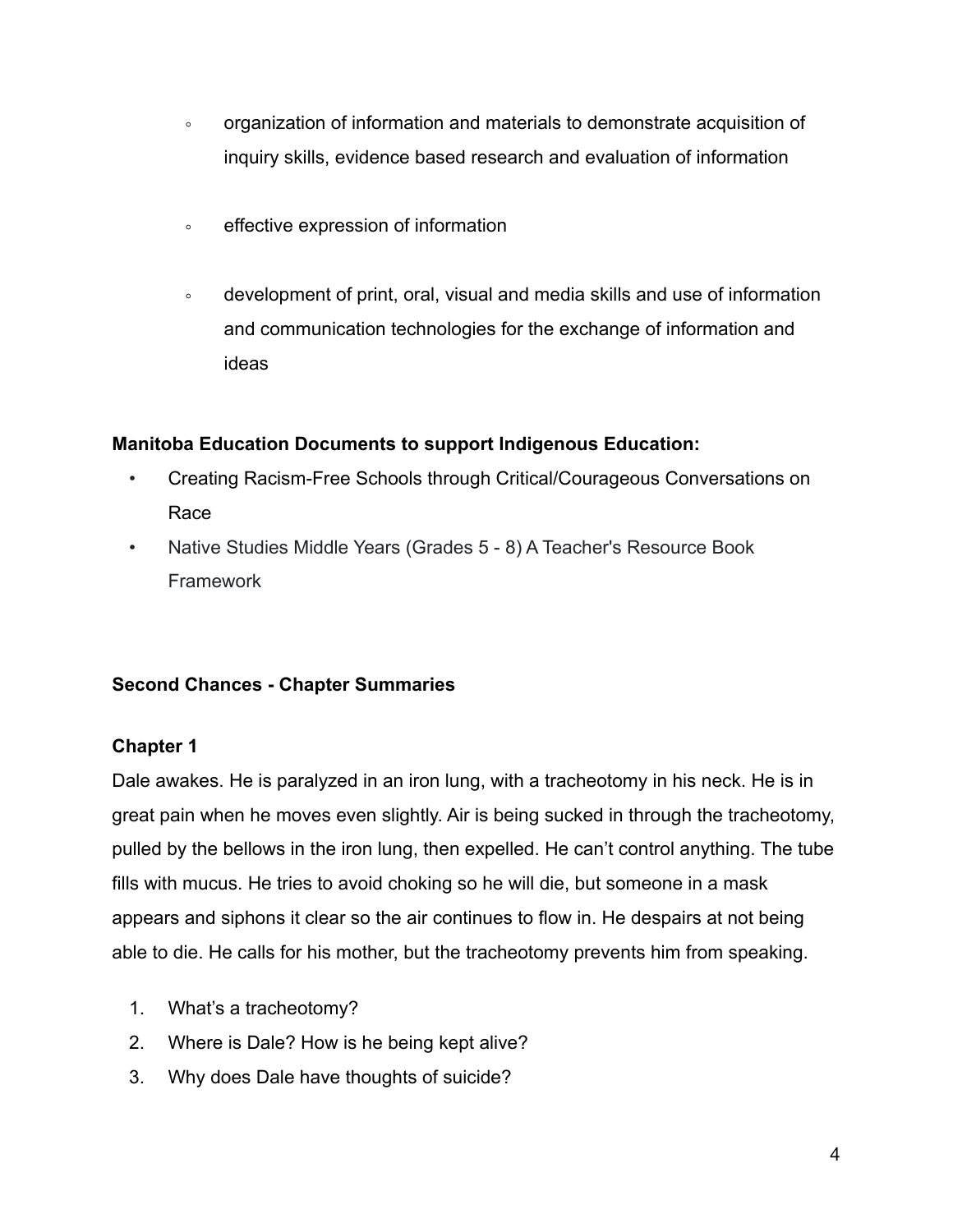- organization of information and materials to demonstrate acquisition of inquiry skills, evidence based research and evaluation of information
  - effective expression of information
  - development of print, oral, visual and media skills and use of information and communication technologies for the exchange of information and ideas

**Manitoba Education Documents to support Indigenous Education:**

- Creating Racism-Free Schools through Critical/Courageous Conversations on Race
- Native Studies Middle Years (Grades 5 - 8) A Teacher's Resource Book Framework

**Second Chances - Chapter Summaries**

**Chapter 1**

Dale awakes. He is paralyzed in an iron lung, with a tracheotomy in his neck. He is in great pain when he moves even slightly. Air is being sucked in through the tracheotomy, pulled by the bellows in the iron lung, then expelled. He can't control anything. The tube fills with mucus. He tries to avoid choking so he will die, but someone in a mask appears and siphons it clear so the air continues to flow in. He despairs at not being able to die. He calls for his mother, but the tracheotomy prevents him from speaking.

1. What's a tracheotomy?
2. Where is Dale? How is he being kept alive?
3. Why does Dale have thoughts of suicide?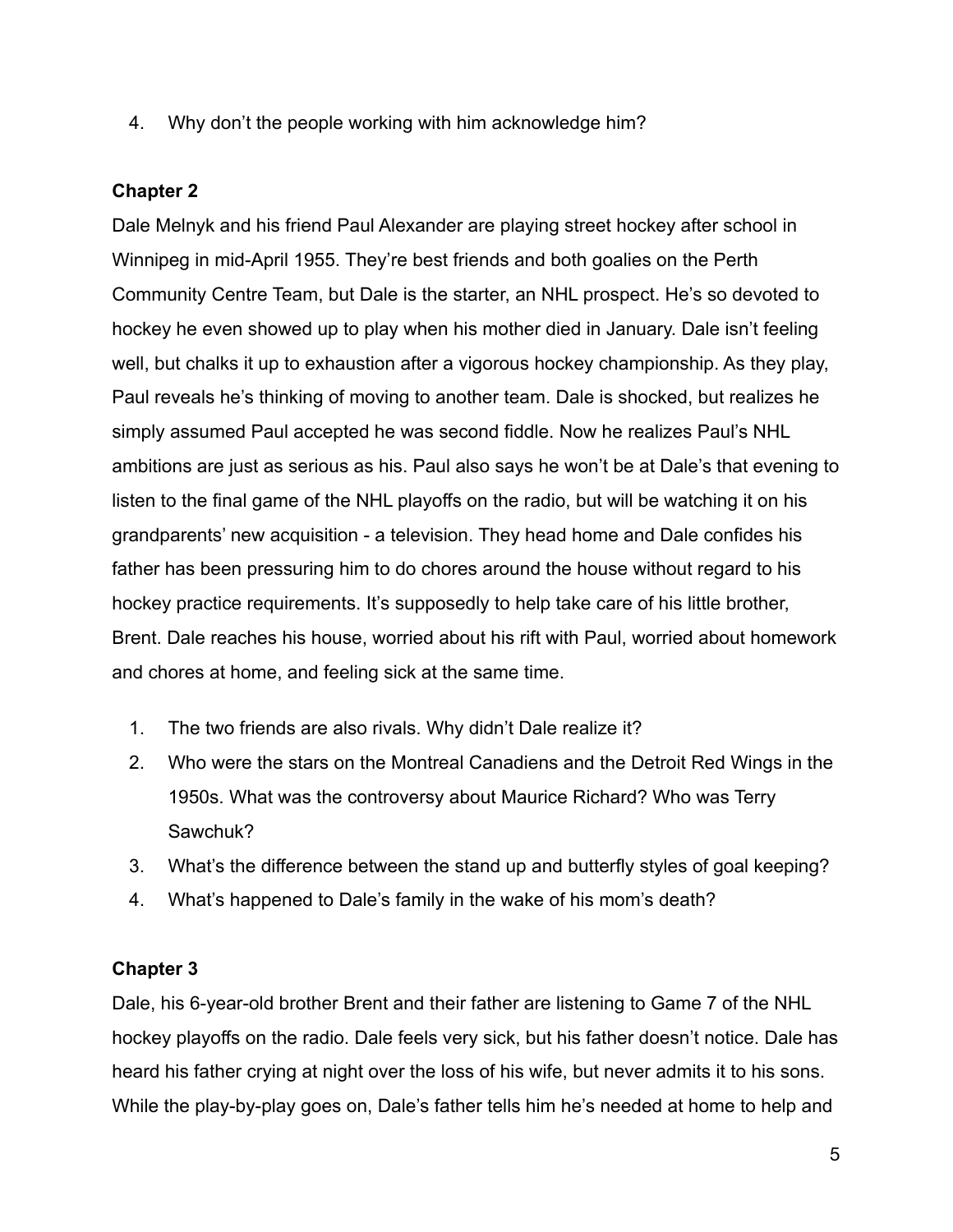4. Why don't the people working with him acknowledge him?

### Chapter 2

Dale Melnyk and his friend Paul Alexander are playing street hockey after school in Winnipeg in mid-April 1955. They're best friends and both goalies on the Perth Community Centre Team, but Dale is the starter, an NHL prospect. He's so devoted to hockey he even showed up to play when his mother died in January. Dale isn't feeling well, but chalks it up to exhaustion after a vigorous hockey championship. As they play, Paul reveals he's thinking of moving to another team. Dale is shocked, but realizes he simply assumed Paul accepted he was second fiddle. Now he realizes Paul's NHL ambitions are just as serious as his. Paul also says he won't be at Dale's that evening to listen to the final game of the NHL playoffs on the radio, but will be watching it on his grandparents' new acquisition - a television. They head home and Dale confides his father has been pressuring him to do chores around the house without regard to his hockey practice requirements. It's supposedly to help take care of his little brother, Brent. Dale reaches his house, worried about his rift with Paul, worried about homework and chores at home, and feeling sick at the same time.

1. The two friends are also rivals. Why didn't Dale realize it?
2. Who were the stars on the Montreal Canadiens and the Detroit Red Wings in the 1950s. What was the controversy about Maurice Richard? Who was Terry Sawchuk?
3. What's the difference between the stand up and butterfly styles of goal keeping?
4. What's happened to Dale's family in the wake of his mom's death?

### Chapter 3

Dale, his 6-year-old brother Brent and their father are listening to Game 7 of the NHL hockey playoffs on the radio. Dale feels very sick, but his father doesn't notice. Dale has heard his father crying at night over the loss of his wife, but never admits it to his sons. While the play-by-play goes on, Dale's father tells him he's needed at home to help and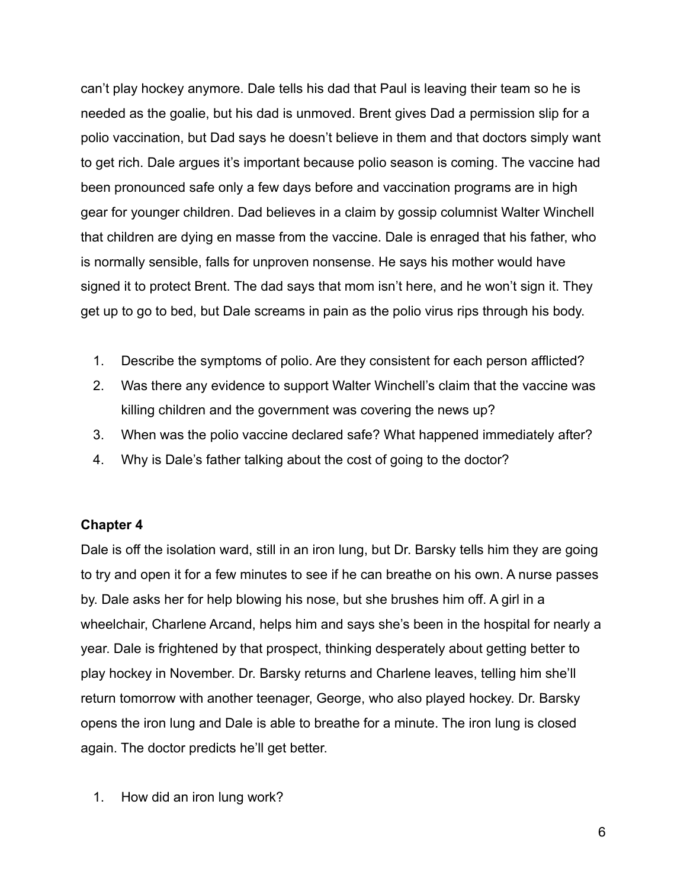can't play hockey anymore. Dale tells his dad that Paul is leaving their team so he is needed as the goalie, but his dad is unmoved. Brent gives Dad a permission slip for a polio vaccination, but Dad says he doesn't believe in them and that doctors simply want to get rich. Dale argues it's important because polio season is coming. The vaccine had been pronounced safe only a few days before and vaccination programs are in high gear for younger children. Dad believes in a claim by gossip columnist Walter Winchell that children are dying en masse from the vaccine. Dale is enraged that his father, who is normally sensible, falls for unproven nonsense. He says his mother would have signed it to protect Brent. The dad says that mom isn't here, and he won't sign it. They get up to go to bed, but Dale screams in pain as the polio virus rips through his body.

1. Describe the symptoms of polio. Are they consistent for each person afflicted?
2. Was there any evidence to support Walter Winchell's claim that the vaccine was killing children and the government was covering the news up?
3. When was the polio vaccine declared safe? What happened immediately after?
4. Why is Dale's father talking about the cost of going to the doctor?

**Chapter 4**

Dale is off the isolation ward, still in an iron lung, but Dr. Barsky tells him they are going to try and open it for a few minutes to see if he can breathe on his own. A nurse passes by. Dale asks her for help blowing his nose, but she brushes him off. A girl in a wheelchair, Charlene Arcand, helps him and says she's been in the hospital for nearly a year. Dale is frightened by that prospect, thinking desperately about getting better to play hockey in November. Dr. Barsky returns and Charlene leaves, telling him she'll return tomorrow with another teenager, George, who also played hockey. Dr. Barsky opens the iron lung and Dale is able to breathe for a minute. The iron lung is closed again. The doctor predicts he'll get better.

1. How did an iron lung work?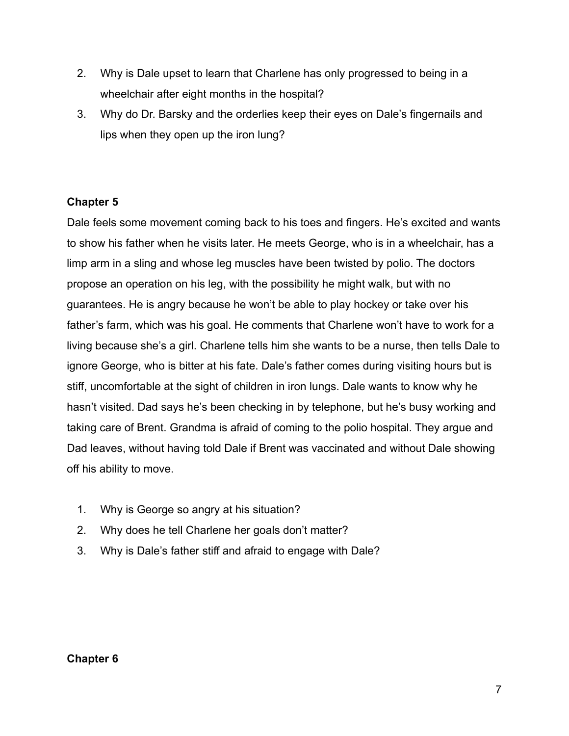2. Why is Dale upset to learn that Charlene has only progressed to being in a wheelchair after eight months in the hospital?
3. Why do Dr. Barsky and the orderlies keep their eyes on Dale's fingernails and lips when they open up the iron lung?

**Chapter 5**

Dale feels some movement coming back to his toes and fingers. He's excited and wants to show his father when he visits later. He meets George, who is in a wheelchair, has a limp arm in a sling and whose leg muscles have been twisted by polio. The doctors propose an operation on his leg, with the possibility he might walk, but with no guarantees. He is angry because he won't be able to play hockey or take over his father's farm, which was his goal. He comments that Charlene won't have to work for a living because she's a girl. Charlene tells him she wants to be a nurse, then tells Dale to ignore George, who is bitter at his fate. Dale's father comes during visiting hours but is stiff, uncomfortable at the sight of children in iron lungs. Dale wants to know why he hasn't visited. Dad says he's been checking in by telephone, but he's busy working and taking care of Brent. Grandma is afraid of coming to the polio hospital. They argue and Dad leaves, without having told Dale if Brent was vaccinated and without Dale showing off his ability to move.

1. Why is George so angry at his situation?
2. Why does he tell Charlene her goals don't matter?
3. Why is Dale's father stiff and afraid to engage with Dale?

**Chapter 6**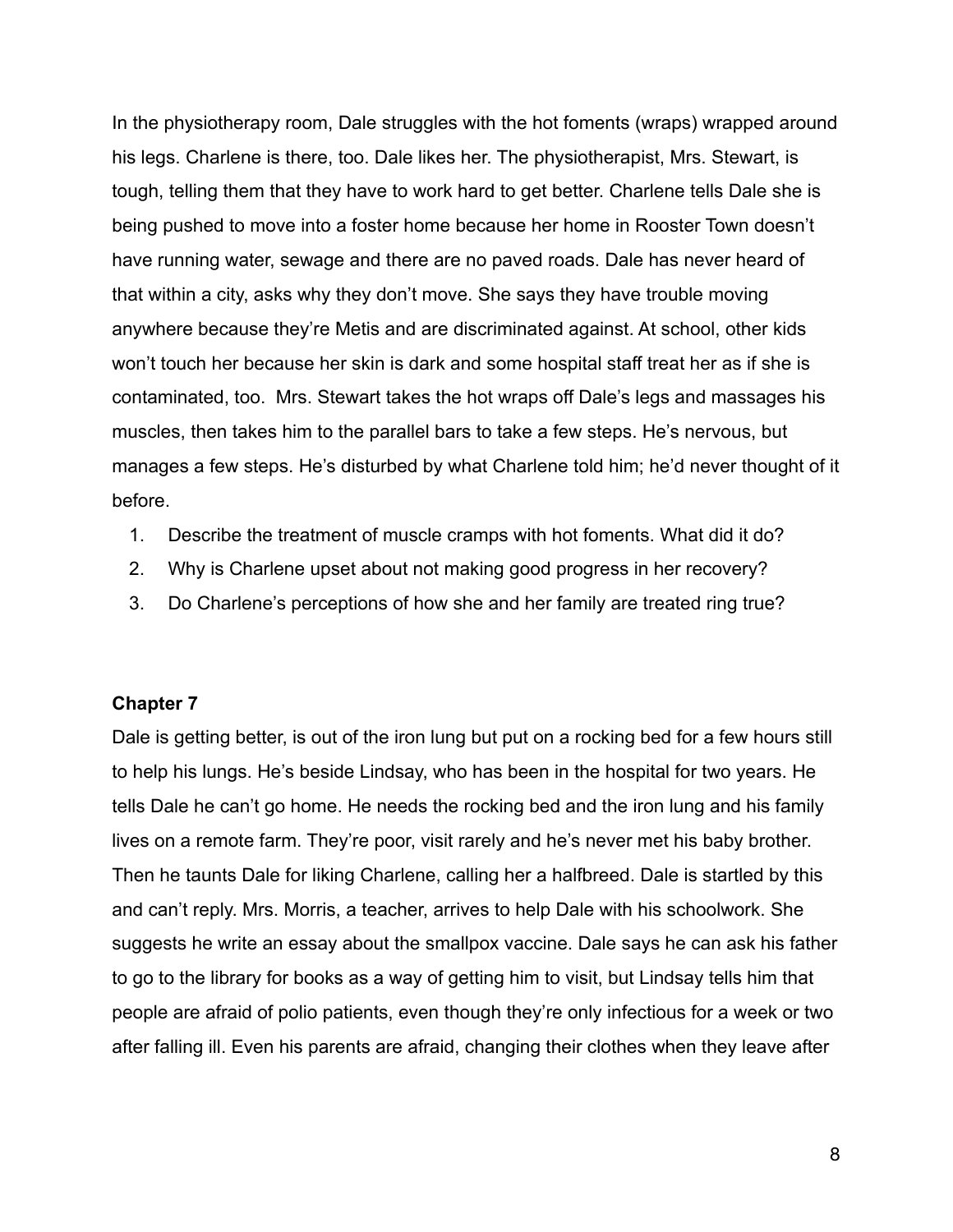In the physiotherapy room, Dale struggles with the hot foments (wraps) wrapped around his legs. Charlene is there, too. Dale likes her. The physiotherapist, Mrs. Stewart, is tough, telling them that they have to work hard to get better. Charlene tells Dale she is being pushed to move into a foster home because her home in Rooster Town doesn't have running water, sewage and there are no paved roads. Dale has never heard of that within a city, asks why they don't move. She says they have trouble moving anywhere because they're Metis and are discriminated against. At school, other kids won't touch her because her skin is dark and some hospital staff treat her as if she is contaminated, too.  Mrs. Stewart takes the hot wraps off Dale's legs and massages his muscles, then takes him to the parallel bars to take a few steps. He's nervous, but manages a few steps. He's disturbed by what Charlene told him; he'd never thought of it before.

1. Describe the treatment of muscle cramps with hot foments. What did it do?
2. Why is Charlene upset about not making good progress in her recovery?
3. Do Charlene's perceptions of how she and her family are treated ring true?

**Chapter 7**

Dale is getting better, is out of the iron lung but put on a rocking bed for a few hours still to help his lungs. He's beside Lindsay, who has been in the hospital for two years. He tells Dale he can't go home. He needs the rocking bed and the iron lung and his family lives on a remote farm. They're poor, visit rarely and he's never met his baby brother. Then he taunts Dale for liking Charlene, calling her a halfbreed. Dale is startled by this and can't reply. Mrs. Morris, a teacher, arrives to help Dale with his schoolwork. She suggests he write an essay about the smallpox vaccine. Dale says he can ask his father to go to the library for books as a way of getting him to visit, but Lindsay tells him that people are afraid of polio patients, even though they're only infectious for a week or two after falling ill. Even his parents are afraid, changing their clothes when they leave after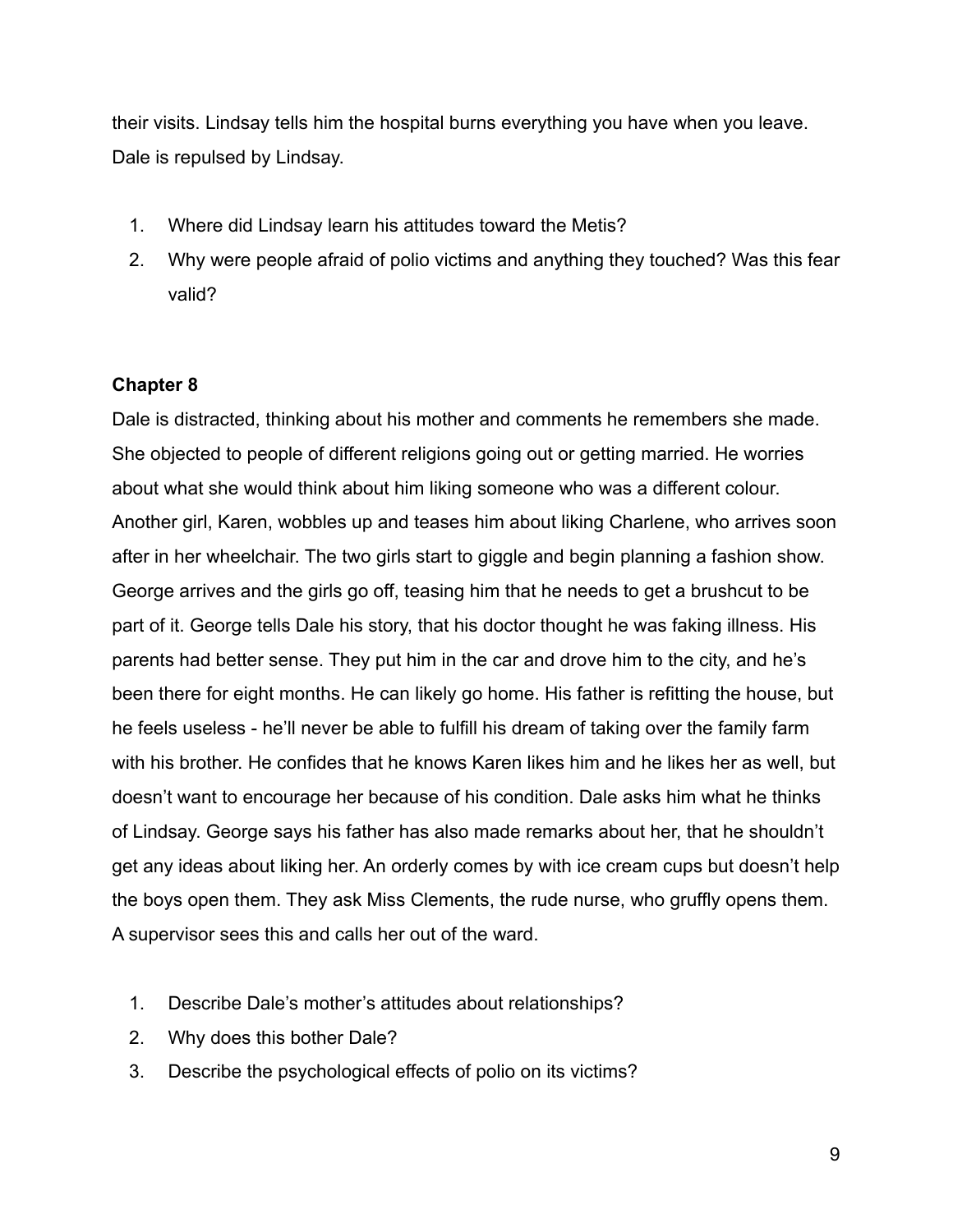their visits. Lindsay tells him the hospital burns everything you have when you leave. Dale is repulsed by Lindsay.

1. Where did Lindsay learn his attitudes toward the Metis?
2. Why were people afraid of polio victims and anything they touched? Was this fear valid?

**Chapter 8**

Dale is distracted, thinking about his mother and comments he remembers she made. She objected to people of different religions going out or getting married. He worries about what she would think about him liking someone who was a different colour. Another girl, Karen, wobbles up and teases him about liking Charlene, who arrives soon after in her wheelchair. The two girls start to giggle and begin planning a fashion show. George arrives and the girls go off, teasing him that he needs to get a brushcut to be part of it. George tells Dale his story, that his doctor thought he was faking illness. His parents had better sense. They put him in the car and drove him to the city, and he's been there for eight months. He can likely go home. His father is refitting the house, but he feels useless - he'll never be able to fulfill his dream of taking over the family farm with his brother. He confides that he knows Karen likes him and he likes her as well, but doesn't want to encourage her because of his condition. Dale asks him what he thinks of Lindsay. George says his father has also made remarks about her, that he shouldn't get any ideas about liking her. An orderly comes by with ice cream cups but doesn't help the boys open them. They ask Miss Clements, the rude nurse, who gruffly opens them. A supervisor sees this and calls her out of the ward.

1. Describe Dale's mother's attitudes about relationships?
2. Why does this bother Dale?
3. Describe the psychological effects of polio on its victims?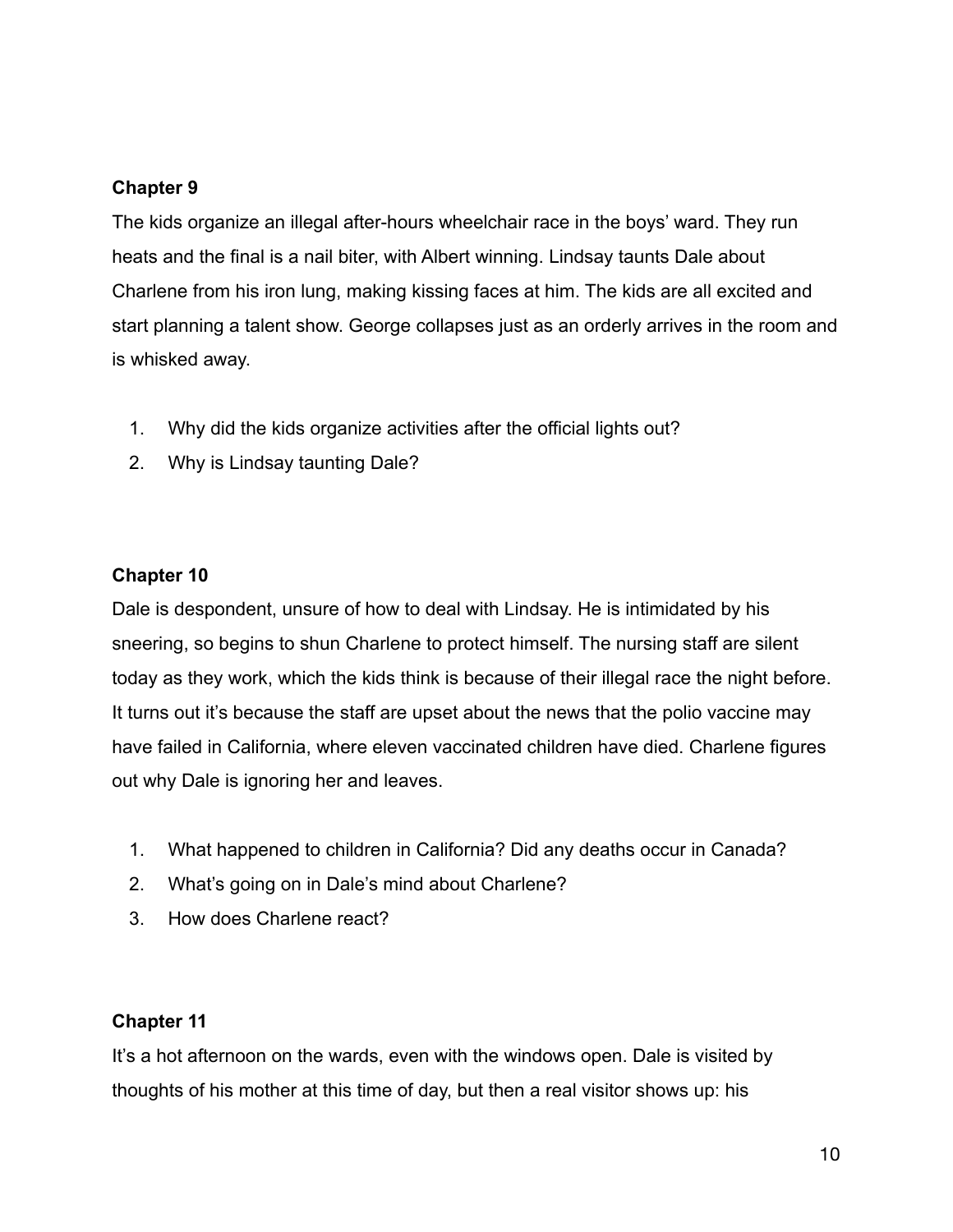**Chapter 9**

The kids organize an illegal after-hours wheelchair race in the boys' ward. They run heats and the final is a nail biter, with Albert winning. Lindsay taunts Dale about Charlene from his iron lung, making kissing faces at him. The kids are all excited and start planning a talent show. George collapses just as an orderly arrives in the room and is whisked away.

1. Why did the kids organize activities after the official lights out?
2. Why is Lindsay taunting Dale?

**Chapter 10**

Dale is despondent, unsure of how to deal with Lindsay. He is intimidated by his sneering, so begins to shun Charlene to protect himself. The nursing staff are silent today as they work, which the kids think is because of their illegal race the night before. It turns out it's because the staff are upset about the news that the polio vaccine may have failed in California, where eleven vaccinated children have died. Charlene figures out why Dale is ignoring her and leaves.

1. What happened to children in California? Did any deaths occur in Canada?
2. What's going on in Dale's mind about Charlene?
3. How does Charlene react?

**Chapter 11**

It's a hot afternoon on the wards, even with the windows open. Dale is visited by thoughts of his mother at this time of day, but then a real visitor shows up: his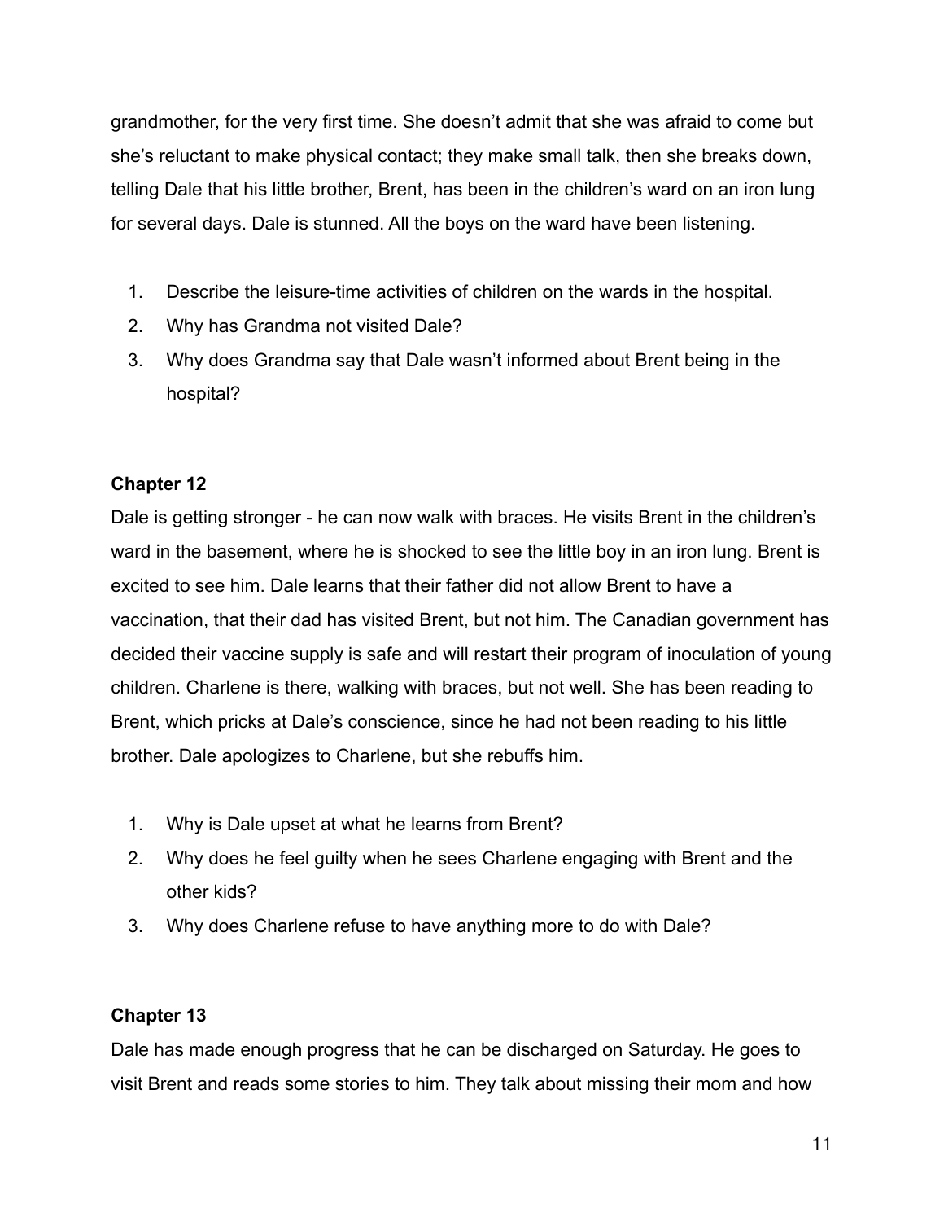grandmother, for the very first time. She doesn’t admit that she was afraid to come but she’s reluctant to make physical contact; they make small talk, then she breaks down, telling Dale that his little brother, Brent, has been in the children’s ward on an iron lung for several days. Dale is stunned. All the boys on the ward have been listening.

1. Describe the leisure-time activities of children on the wards in the hospital.
2. Why has Grandma not visited Dale?
3. Why does Grandma say that Dale wasn’t informed about Brent being in the hospital?

**Chapter 12**

Dale is getting stronger - he can now walk with braces. He visits Brent in the children’s ward in the basement, where he is shocked to see the little boy in an iron lung. Brent is excited to see him. Dale learns that their father did not allow Brent to have a vaccination, that their dad has visited Brent, but not him. The Canadian government has decided their vaccine supply is safe and will restart their program of inoculation of young children. Charlene is there, walking with braces, but not well. She has been reading to Brent, which pricks at Dale’s conscience, since he had not been reading to his little brother. Dale apologizes to Charlene, but she rebuffs him.

1. Why is Dale upset at what he learns from Brent?
2. Why does he feel guilty when he sees Charlene engaging with Brent and the other kids?
3. Why does Charlene refuse to have anything more to do with Dale?

**Chapter 13**

Dale has made enough progress that he can be discharged on Saturday. He goes to visit Brent and reads some stories to him. They talk about missing their mom and how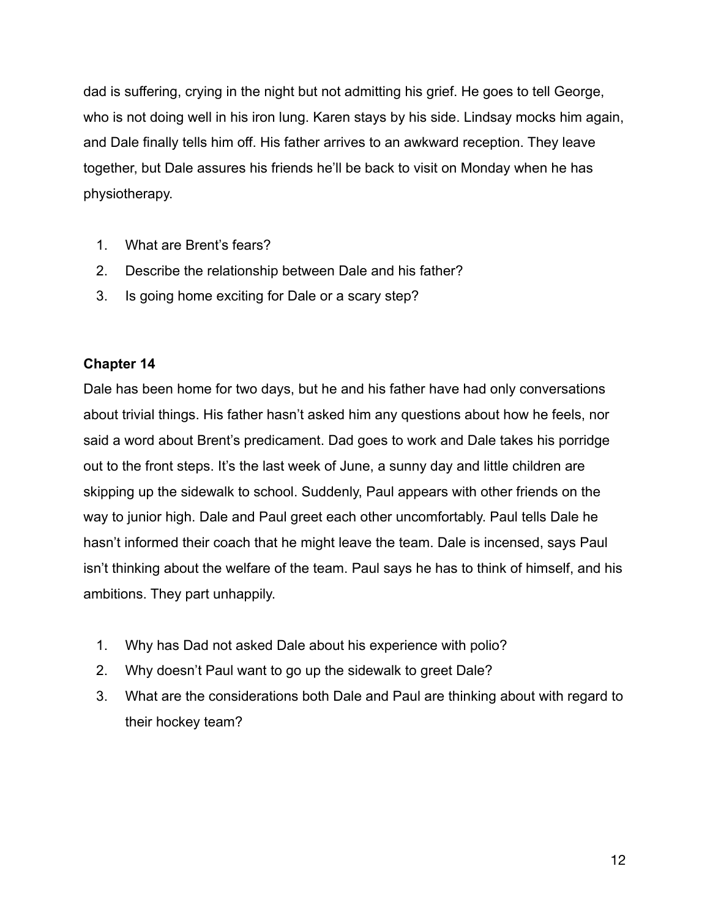dad is suffering, crying in the night but not admitting his grief. He goes to tell George, who is not doing well in his iron lung. Karen stays by his side. Lindsay mocks him again, and Dale finally tells him off. His father arrives to an awkward reception. They leave together, but Dale assures his friends he'll be back to visit on Monday when he has physiotherapy.

1. What are Brent's fears?
2. Describe the relationship between Dale and his father?
3. Is going home exciting for Dale or a scary step?

**Chapter 14**

Dale has been home for two days, but he and his father have had only conversations about trivial things. His father hasn't asked him any questions about how he feels, nor said a word about Brent's predicament. Dad goes to work and Dale takes his porridge out to the front steps. It's the last week of June, a sunny day and little children are skipping up the sidewalk to school. Suddenly, Paul appears with other friends on the way to junior high. Dale and Paul greet each other uncomfortably. Paul tells Dale he hasn't informed their coach that he might leave the team. Dale is incensed, says Paul isn't thinking about the welfare of the team. Paul says he has to think of himself, and his ambitions. They part unhappily.

1. Why has Dad not asked Dale about his experience with polio?
2. Why doesn't Paul want to go up the sidewalk to greet Dale?
3. What are the considerations both Dale and Paul are thinking about with regard to their hockey team?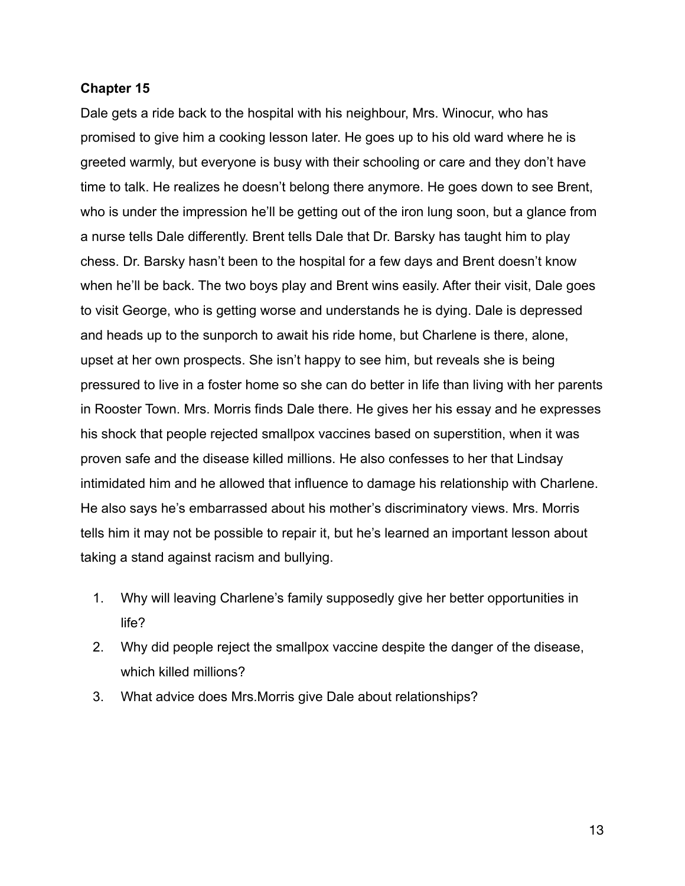**Chapter 15**

Dale gets a ride back to the hospital with his neighbour, Mrs. Winocur, who has promised to give him a cooking lesson later. He goes up to his old ward where he is greeted warmly, but everyone is busy with their schooling or care and they don't have time to talk. He realizes he doesn't belong there anymore. He goes down to see Brent, who is under the impression he'll be getting out of the iron lung soon, but a glance from a nurse tells Dale differently. Brent tells Dale that Dr. Barsky has taught him to play chess. Dr. Barsky hasn't been to the hospital for a few days and Brent doesn't know when he'll be back. The two boys play and Brent wins easily. After their visit, Dale goes to visit George, who is getting worse and understands he is dying. Dale is depressed and heads up to the sunporch to await his ride home, but Charlene is there, alone, upset at her own prospects. She isn't happy to see him, but reveals she is being pressured to live in a foster home so she can do better in life than living with her parents in Rooster Town. Mrs. Morris finds Dale there. He gives her his essay and he expresses his shock that people rejected smallpox vaccines based on superstition, when it was proven safe and the disease killed millions. He also confesses to her that Lindsay intimidated him and he allowed that influence to damage his relationship with Charlene. He also says he's embarrassed about his mother's discriminatory views. Mrs. Morris tells him it may not be possible to repair it, but he's learned an important lesson about taking a stand against racism and bullying.

1. Why will leaving Charlene's family supposedly give her better opportunities in life?
2. Why did people reject the smallpox vaccine despite the danger of the disease, which killed millions?
3. What advice does Mrs.Morris give Dale about relationships?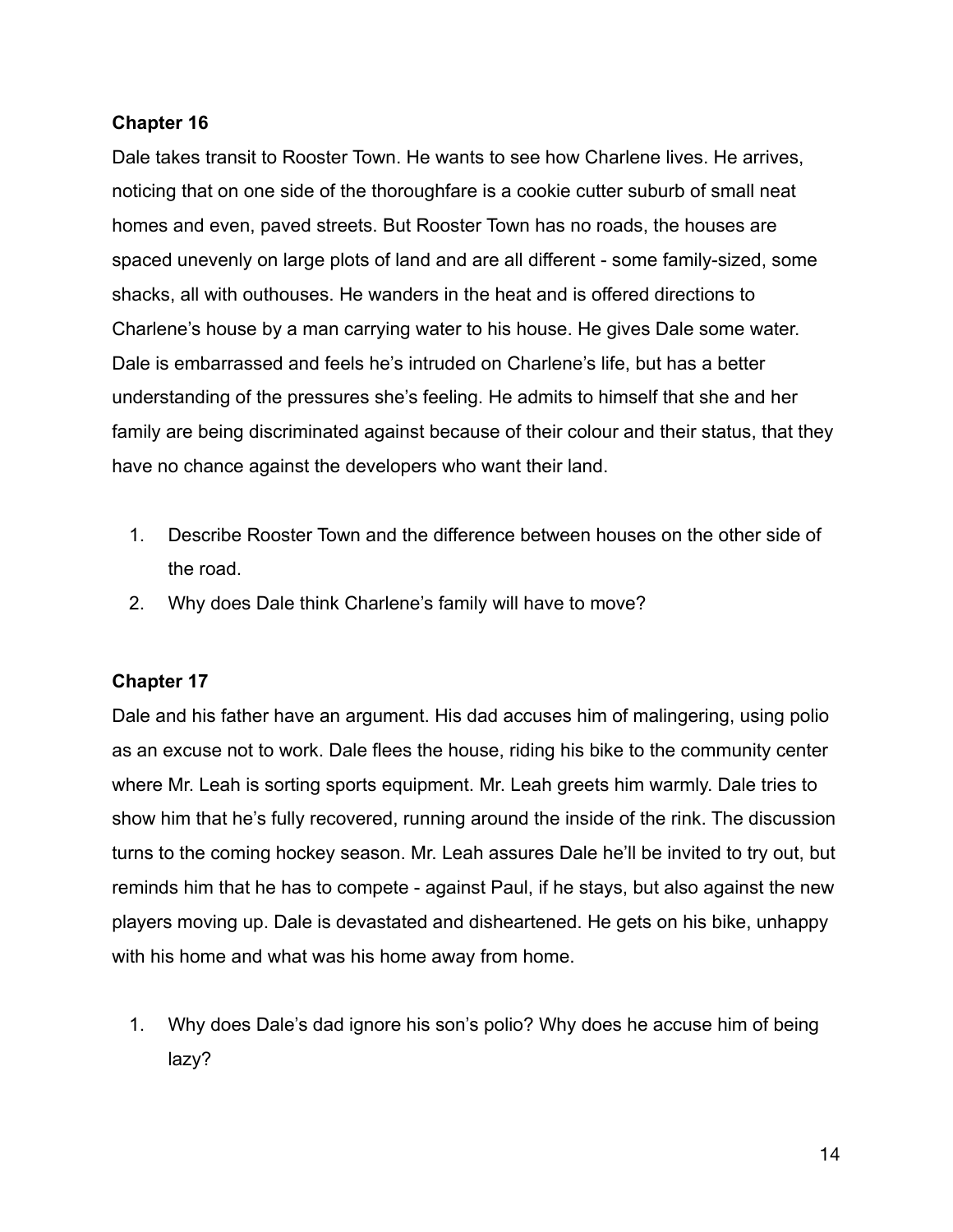**Chapter 16**

Dale takes transit to Rooster Town. He wants to see how Charlene lives. He arrives, noticing that on one side of the thoroughfare is a cookie cutter suburb of small neat homes and even, paved streets. But Rooster Town has no roads, the houses are spaced unevenly on large plots of land and are all different - some family-sized, some shacks, all with outhouses. He wanders in the heat and is offered directions to Charlene's house by a man carrying water to his house. He gives Dale some water. Dale is embarrassed and feels he's intruded on Charlene's life, but has a better understanding of the pressures she's feeling. He admits to himself that she and her family are being discriminated against because of their colour and their status, that they have no chance against the developers who want their land.

1. Describe Rooster Town and the difference between houses on the other side of the road.
2. Why does Dale think Charlene's family will have to move?

**Chapter 17**

Dale and his father have an argument. His dad accuses him of malingering, using polio as an excuse not to work. Dale flees the house, riding his bike to the community center where Mr. Leah is sorting sports equipment. Mr. Leah greets him warmly. Dale tries to show him that he's fully recovered, running around the inside of the rink. The discussion turns to the coming hockey season. Mr. Leah assures Dale he'll be invited to try out, but reminds him that he has to compete - against Paul, if he stays, but also against the new players moving up. Dale is devastated and disheartened. He gets on his bike, unhappy with his home and what was his home away from home.

1. Why does Dale's dad ignore his son's polio? Why does he accuse him of being lazy?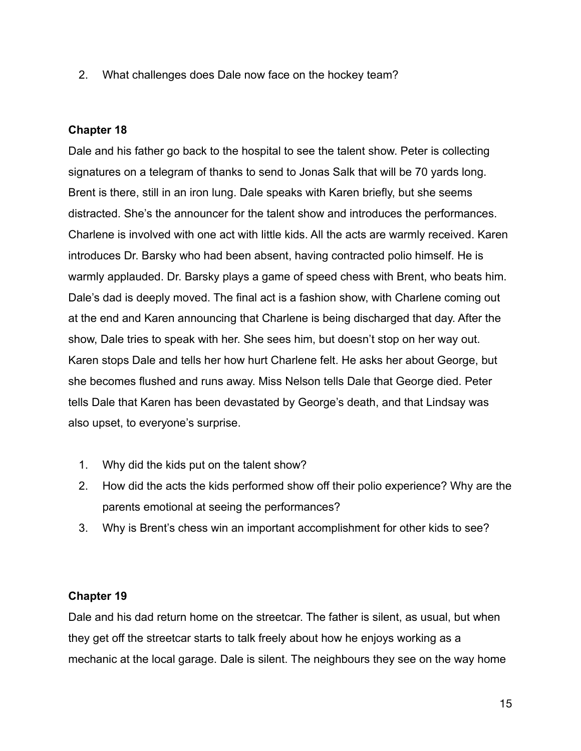2. What challenges does Dale now face on the hockey team?

**Chapter 18**

Dale and his father go back to the hospital to see the talent show. Peter is collecting signatures on a telegram of thanks to send to Jonas Salk that will be 70 yards long. Brent is there, still in an iron lung. Dale speaks with Karen briefly, but she seems distracted. She's the announcer for the talent show and introduces the performances. Charlene is involved with one act with little kids. All the acts are warmly received. Karen introduces Dr. Barsky who had been absent, having contracted polio himself. He is warmly applauded. Dr. Barsky plays a game of speed chess with Brent, who beats him. Dale's dad is deeply moved. The final act is a fashion show, with Charlene coming out at the end and Karen announcing that Charlene is being discharged that day. After the show, Dale tries to speak with her. She sees him, but doesn't stop on her way out. Karen stops Dale and tells her how hurt Charlene felt. He asks her about George, but she becomes flushed and runs away. Miss Nelson tells Dale that George died. Peter tells Dale that Karen has been devastated by George's death, and that Lindsay was also upset, to everyone's surprise.

1. Why did the kids put on the talent show?
2. How did the acts the kids performed show off their polio experience? Why are the parents emotional at seeing the performances?
3. Why is Brent's chess win an important accomplishment for other kids to see?

**Chapter 19**

Dale and his dad return home on the streetcar. The father is silent, as usual, but when they get off the streetcar starts to talk freely about how he enjoys working as a mechanic at the local garage. Dale is silent. The neighbours they see on the way home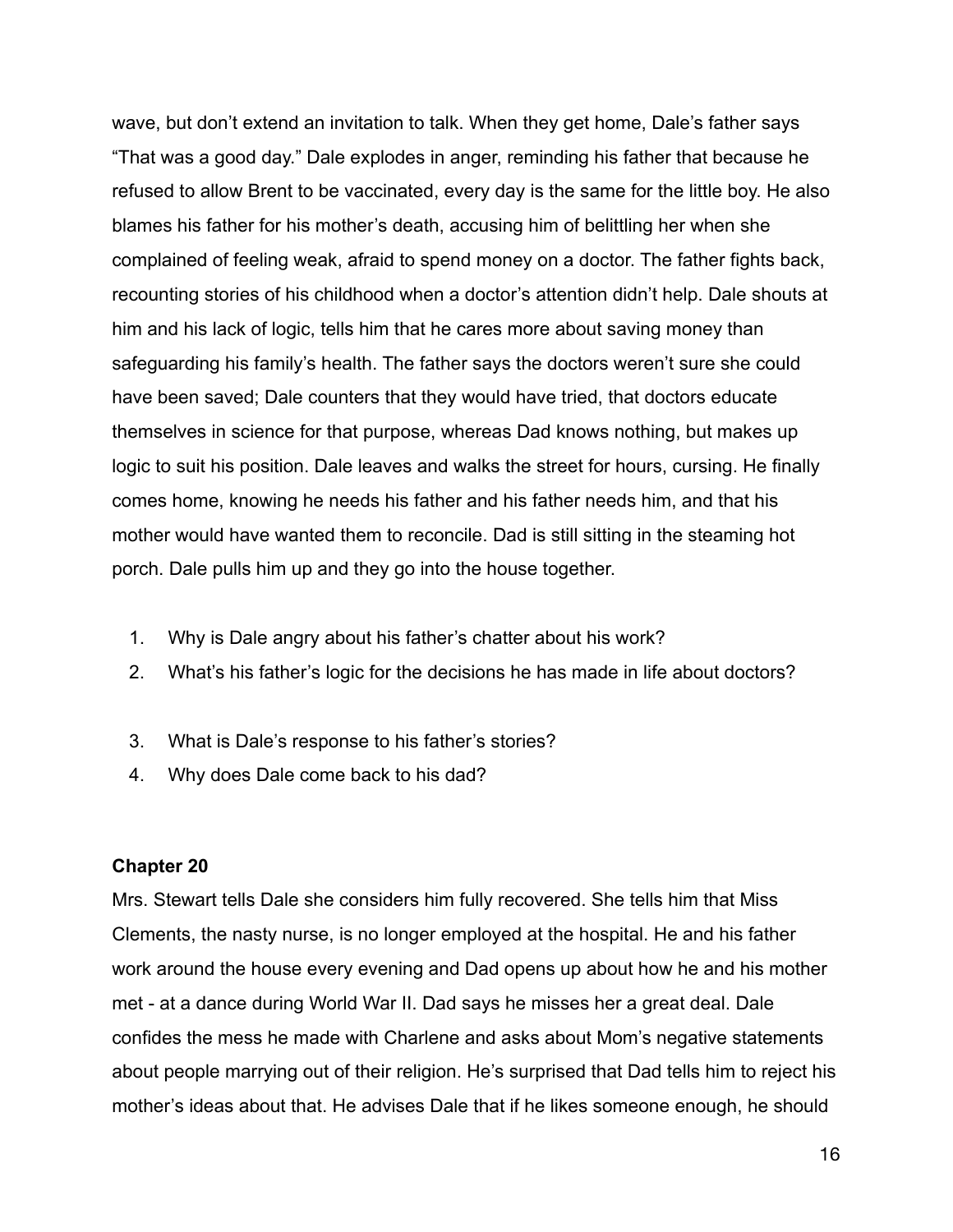wave, but don't extend an invitation to talk. When they get home, Dale's father says "That was a good day." Dale explodes in anger, reminding his father that because he refused to allow Brent to be vaccinated, every day is the same for the little boy. He also blames his father for his mother's death, accusing him of belittling her when she complained of feeling weak, afraid to spend money on a doctor. The father fights back, recounting stories of his childhood when a doctor's attention didn't help. Dale shouts at him and his lack of logic, tells him that he cares more about saving money than safeguarding his family's health. The father says the doctors weren't sure she could have been saved; Dale counters that they would have tried, that doctors educate themselves in science for that purpose, whereas Dad knows nothing, but makes up logic to suit his position. Dale leaves and walks the street for hours, cursing. He finally comes home, knowing he needs his father and his father needs him, and that his mother would have wanted them to reconcile. Dad is still sitting in the steaming hot porch. Dale pulls him up and they go into the house together.

1. Why is Dale angry about his father's chatter about his work?
2. What's his father's logic for the decisions he has made in life about doctors?
3. What is Dale's response to his father's stories?
4. Why does Dale come back to his dad?

**Chapter 20**

Mrs. Stewart tells Dale she considers him fully recovered. She tells him that Miss Clements, the nasty nurse, is no longer employed at the hospital. He and his father work around the house every evening and Dad opens up about how he and his mother met - at a dance during World War II. Dad says he misses her a great deal. Dale confides the mess he made with Charlene and asks about Mom's negative statements about people marrying out of their religion. He's surprised that Dad tells him to reject his mother's ideas about that. He advises Dale that if he likes someone enough, he should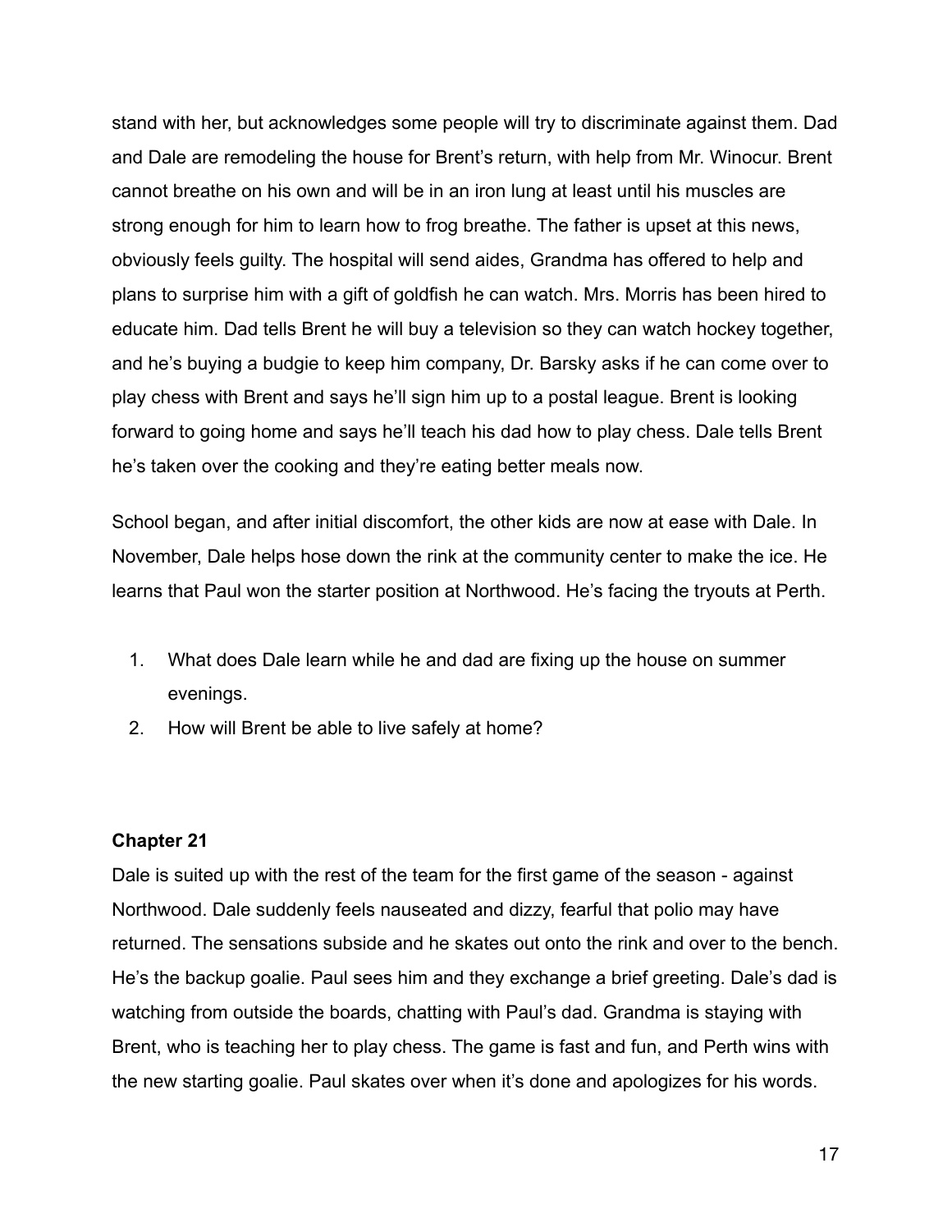stand with her, but acknowledges some people will try to discriminate against them. Dad and Dale are remodeling the house for Brent's return, with help from Mr. Winocur. Brent cannot breathe on his own and will be in an iron lung at least until his muscles are strong enough for him to learn how to frog breathe. The father is upset at this news, obviously feels guilty. The hospital will send aides, Grandma has offered to help and plans to surprise him with a gift of goldfish he can watch. Mrs. Morris has been hired to educate him. Dad tells Brent he will buy a television so they can watch hockey together, and he's buying a budgie to keep him company, Dr. Barsky asks if he can come over to play chess with Brent and says he'll sign him up to a postal league. Brent is looking forward to going home and says he'll teach his dad how to play chess. Dale tells Brent he's taken over the cooking and they're eating better meals now.

School began, and after initial discomfort, the other kids are now at ease with Dale. In November, Dale helps hose down the rink at the community center to make the ice. He learns that Paul won the starter position at Northwood. He's facing the tryouts at Perth.

1. What does Dale learn while he and dad are fixing up the house on summer evenings.
2. How will Brent be able to live safely at home?

**Chapter 21**

Dale is suited up with the rest of the team for the first game of the season - against Northwood. Dale suddenly feels nauseated and dizzy, fearful that polio may have returned. The sensations subside and he skates out onto the rink and over to the bench. He's the backup goalie. Paul sees him and they exchange a brief greeting. Dale's dad is watching from outside the boards, chatting with Paul's dad. Grandma is staying with Brent, who is teaching her to play chess. The game is fast and fun, and Perth wins with the new starting goalie. Paul skates over when it's done and apologizes for his words.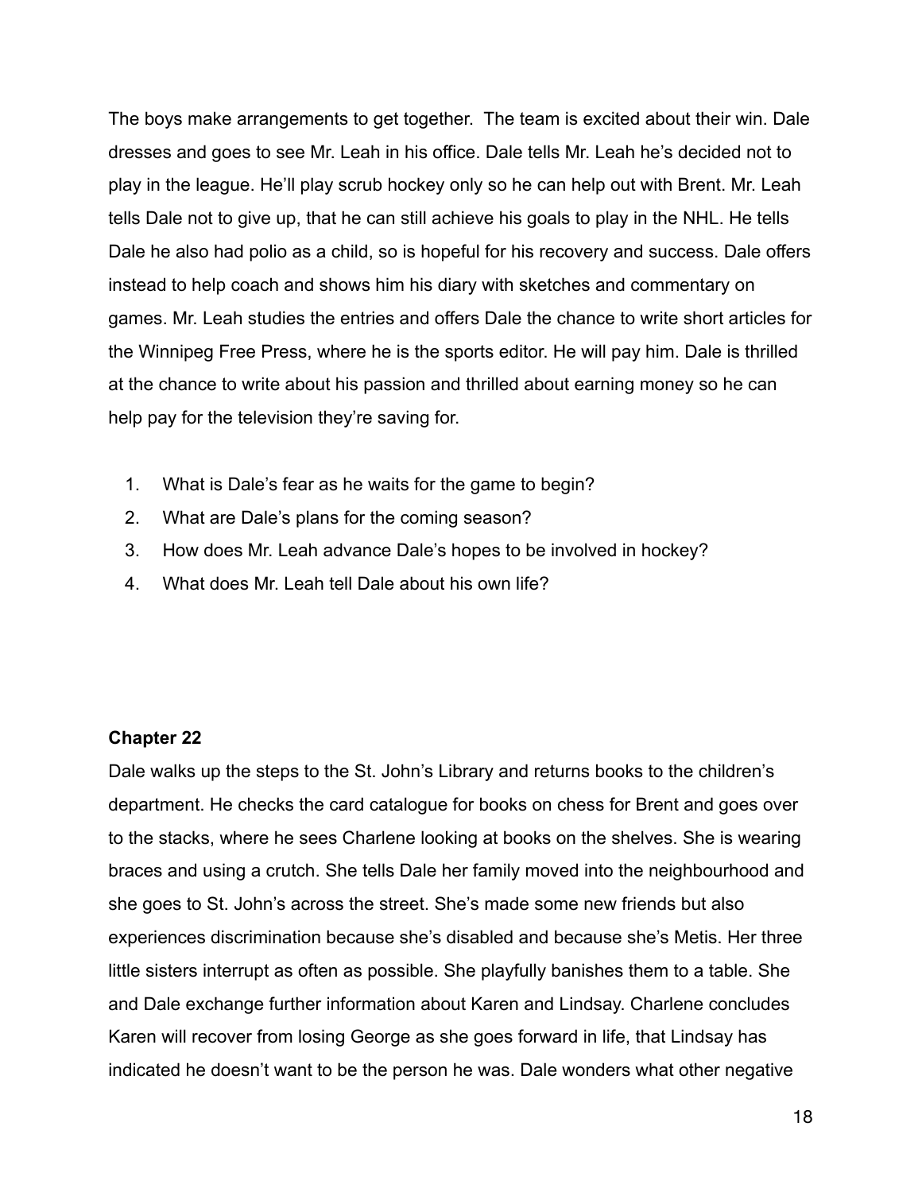The boys make arrangements to get together.  The team is excited about their win. Dale dresses and goes to see Mr. Leah in his office. Dale tells Mr. Leah he's decided not to play in the league. He'll play scrub hockey only so he can help out with Brent. Mr. Leah tells Dale not to give up, that he can still achieve his goals to play in the NHL. He tells Dale he also had polio as a child, so is hopeful for his recovery and success. Dale offers instead to help coach and shows him his diary with sketches and commentary on games. Mr. Leah studies the entries and offers Dale the chance to write short articles for the Winnipeg Free Press, where he is the sports editor. He will pay him. Dale is thrilled at the chance to write about his passion and thrilled about earning money so he can help pay for the television they're saving for.

1. What is Dale's fear as he waits for the game to begin?
2. What are Dale's plans for the coming season?
3. How does Mr. Leah advance Dale's hopes to be involved in hockey?
4. What does Mr. Leah tell Dale about his own life?

**Chapter 22**

Dale walks up the steps to the St. John's Library and returns books to the children's department. He checks the card catalogue for books on chess for Brent and goes over to the stacks, where he sees Charlene looking at books on the shelves. She is wearing braces and using a crutch. She tells Dale her family moved into the neighbourhood and she goes to St. John's across the street. She's made some new friends but also experiences discrimination because she's disabled and because she's Metis. Her three little sisters interrupt as often as possible. She playfully banishes them to a table. She and Dale exchange further information about Karen and Lindsay. Charlene concludes Karen will recover from losing George as she goes forward in life, that Lindsay has indicated he doesn't want to be the person he was. Dale wonders what other negative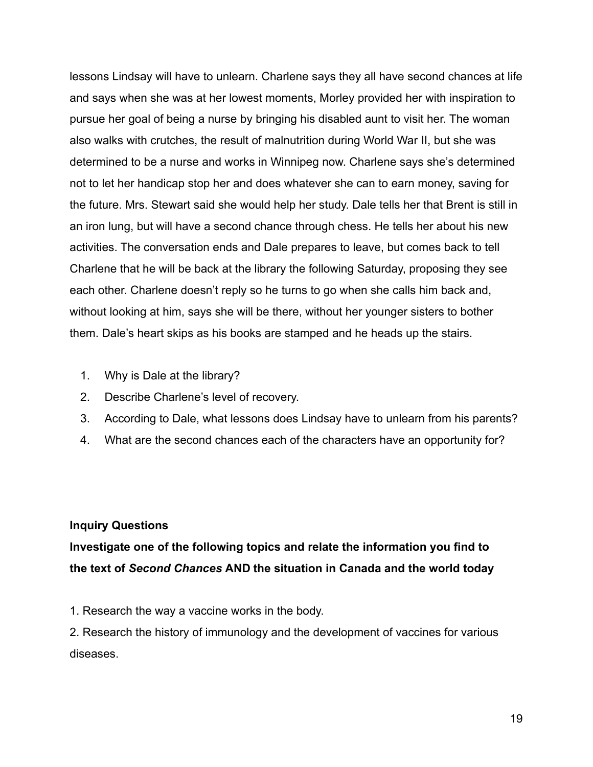lessons Lindsay will have to unlearn. Charlene says they all have second chances at life and says when she was at her lowest moments, Morley provided her with inspiration to pursue her goal of being a nurse by bringing his disabled aunt to visit her. The woman also walks with crutches, the result of malnutrition during World War II, but she was determined to be a nurse and works in Winnipeg now. Charlene says she's determined not to let her handicap stop her and does whatever she can to earn money, saving for the future. Mrs. Stewart said she would help her study. Dale tells her that Brent is still in an iron lung, but will have a second chance through chess. He tells her about his new activities. The conversation ends and Dale prepares to leave, but comes back to tell Charlene that he will be back at the library the following Saturday, proposing they see each other. Charlene doesn't reply so he turns to go when she calls him back and, without looking at him, says she will be there, without her younger sisters to bother them. Dale's heart skips as his books are stamped and he heads up the stairs.

1. Why is Dale at the library?
2. Describe Charlene's level of recovery.
3. According to Dale, what lessons does Lindsay have to unlearn from his parents?
4. What are the second chances each of the characters have an opportunity for?

**Inquiry Questions**

**Investigate one of the following topics and relate the information you find to the text of *Second Chances* AND the situation in Canada and the world today**

1. Research the way a vaccine works in the body.

2. Research the history of immunology and the development of vaccines for various diseases.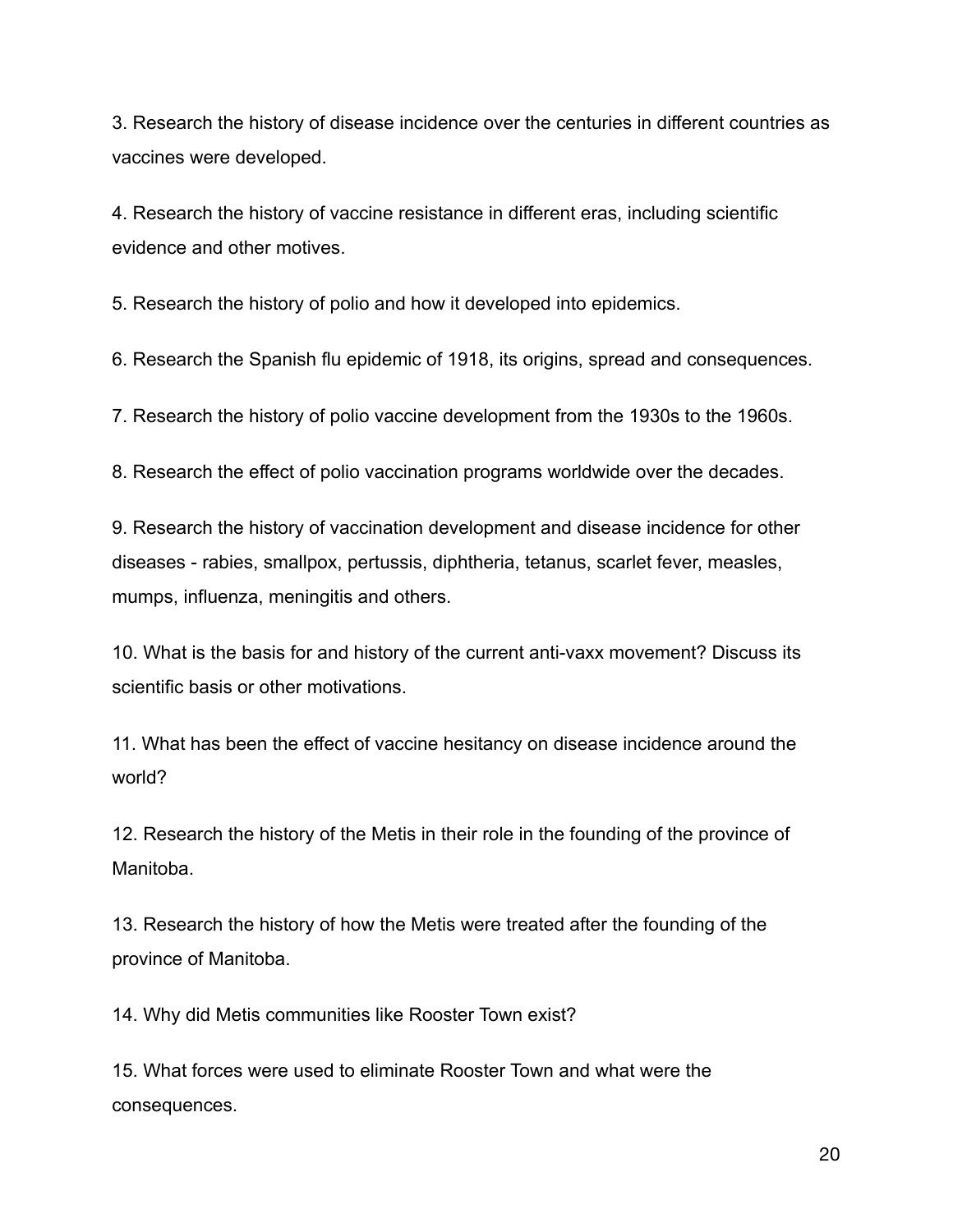3. Research the history of disease incidence over the centuries in different countries as vaccines were developed.

4. Research the history of vaccine resistance in different eras, including scientific evidence and other motives.

5. Research the history of polio and how it developed into epidemics.

6. Research the Spanish flu epidemic of 1918, its origins, spread and consequences.

7. Research the history of polio vaccine development from the 1930s to the 1960s.

8. Research the effect of polio vaccination programs worldwide over the decades.

9. Research the history of vaccination development and disease incidence for other diseases - rabies, smallpox, pertussis, diphtheria, tetanus, scarlet fever, measles, mumps, influenza, meningitis and others.

10. What is the basis for and history of the current anti-vaxx movement? Discuss its scientific basis or other motivations.

11. What has been the effect of vaccine hesitancy on disease incidence around the world?

12. Research the history of the Metis in their role in the founding of the province of Manitoba.

13. Research the history of how the Metis were treated after the founding of the province of Manitoba.

14. Why did Metis communities like Rooster Town exist?

15. What forces were used to eliminate Rooster Town and what were the consequences.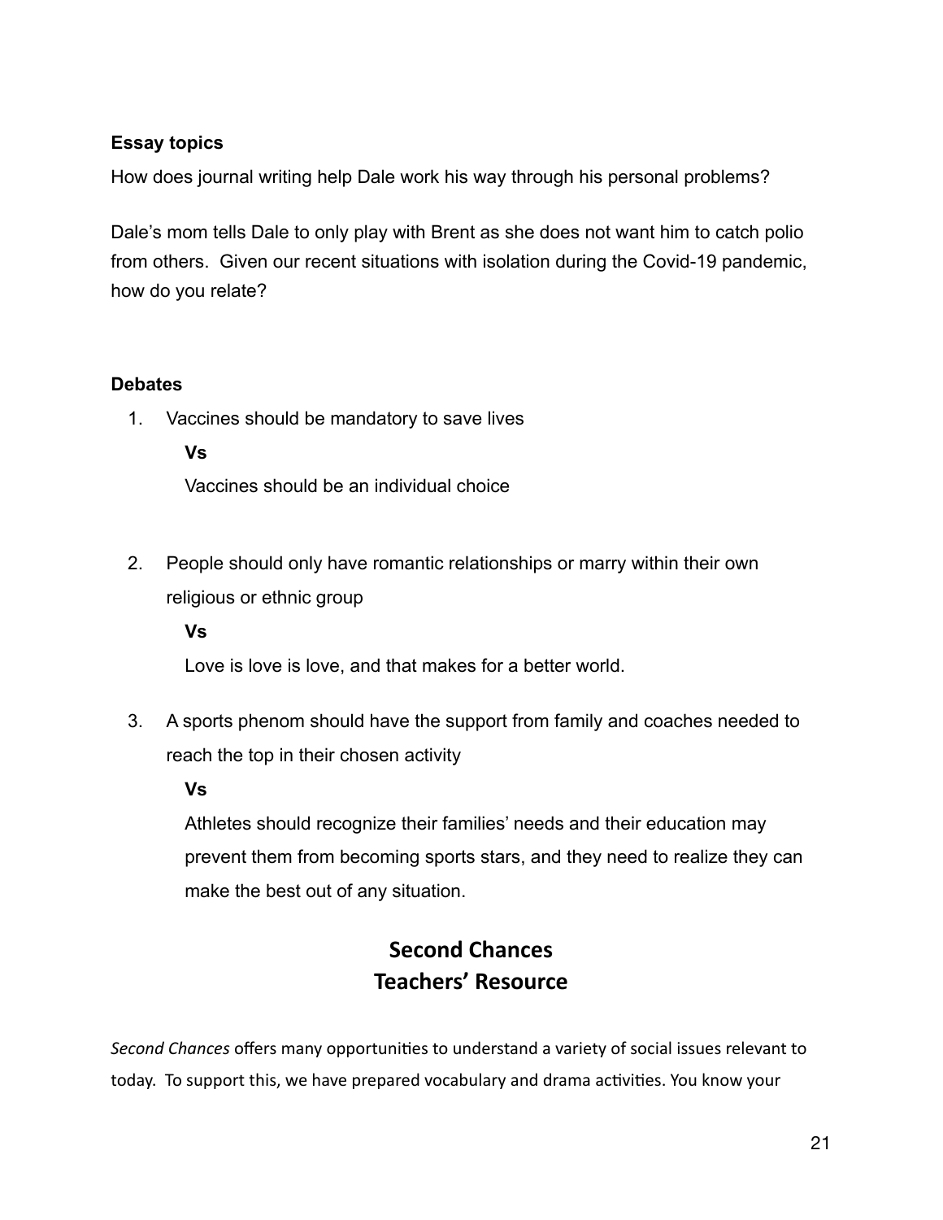**Essay topics**

How does journal writing help Dale work his way through his personal problems?

Dale's mom tells Dale to only play with Brent as she does not want him to catch polio from others. Given our recent situations with isolation during the Covid-19 pandemic, how do you relate?

**Debates**

1. Vaccines should be mandatory to save lives

   **Vs**

   Vaccines should be an individual choice

2. People should only have romantic relationships or marry within their own religious or ethnic group

   **Vs**

   Love is love is love, and that makes for a better world.

3. A sports phenom should have the support from family and coaches needed to reach the top in their chosen activity

   **Vs**

   Athletes should recognize their families' needs and their education may prevent them from becoming sports stars, and they need to realize they can make the best out of any situation.

## Second Chances
## Teachers' Resource

*Second Chances* offers many opportunities to understand a variety of social issues relevant to today. To support this, we have prepared vocabulary and drama activities. You know your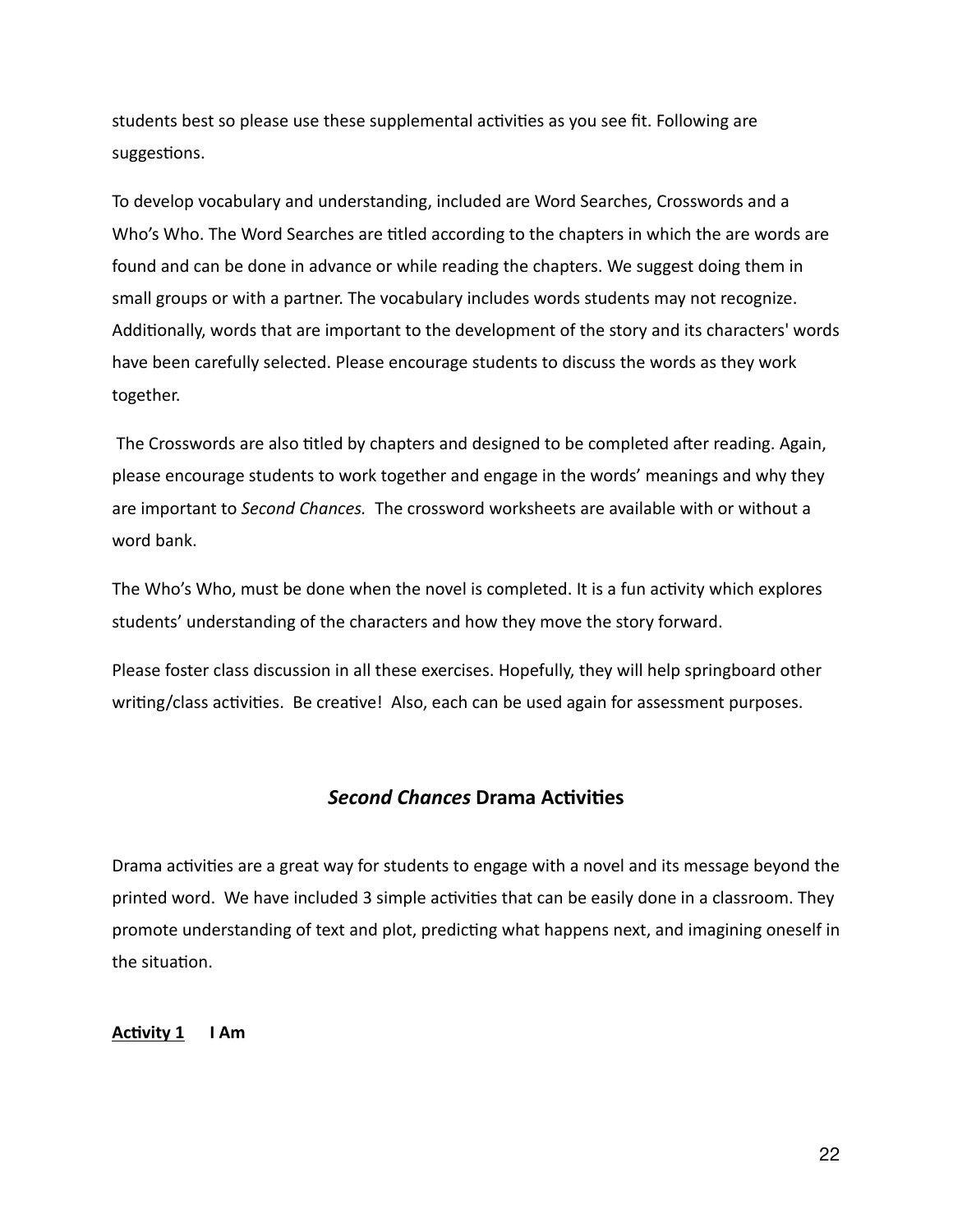students best so please use these supplemental activities as you see fit. Following are suggestions.

To develop vocabulary and understanding, included are Word Searches, Crosswords and a Who's Who. The Word Searches are titled according to the chapters in which the are words are found and can be done in advance or while reading the chapters. We suggest doing them in small groups or with a partner. The vocabulary includes words students may not recognize. Additionally, words that are important to the development of the story and its characters' words have been carefully selected. Please encourage students to discuss the words as they work together.

The Crosswords are also titled by chapters and designed to be completed after reading. Again, please encourage students to work together and engage in the words' meanings and why they are important to *Second Chances.* The crossword worksheets are available with or without a word bank.

The Who's Who, must be done when the novel is completed. It is a fun activity which explores students' understanding of the characters and how they move the story forward.

Please foster class discussion in all these exercises. Hopefully, they will help springboard other writing/class activities. Be creative! Also, each can be used again for assessment purposes.

## *Second Chances* Drama Activities

Drama activities are a great way for students to engage with a novel and its message beyond the printed word. We have included 3 simple activities that can be easily done in a classroom. They promote understanding of text and plot, predicting what happens next, and imagining oneself in the situation.

**<u>Activity 1</u>   I Am**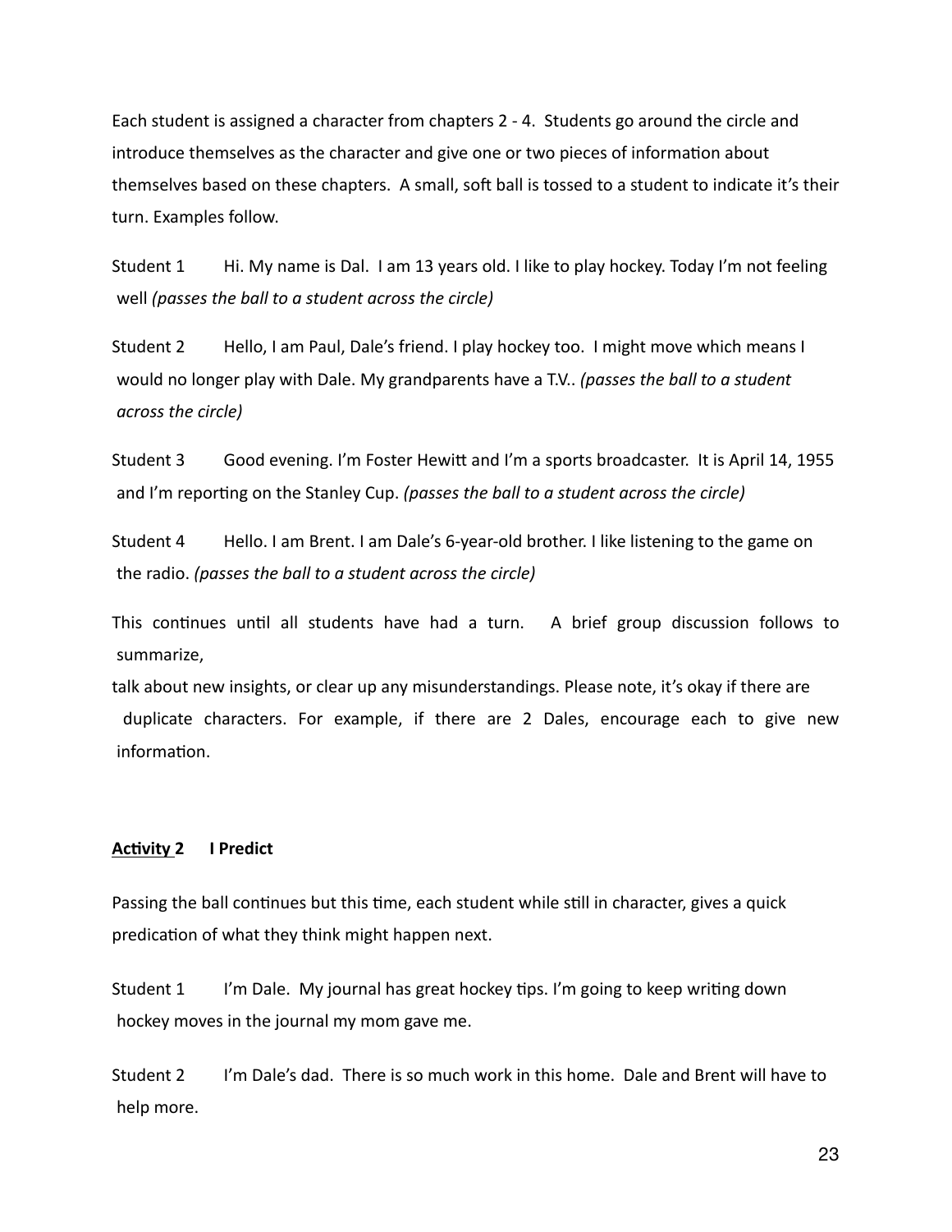Each student is assigned a character from chapters 2 - 4. Students go around the circle and introduce themselves as the character and give one or two pieces of information about themselves based on these chapters. A small, soft ball is tossed to a student to indicate it's their turn. Examples follow.

Student 1 Hi. My name is Dal. I am 13 years old. I like to play hockey. Today I'm not feeling well *(passes the ball to a student across the circle)*

Student 2 Hello, I am Paul, Dale's friend. I play hockey too. I might move which means I would no longer play with Dale. My grandparents have a T.V.. *(passes the ball to a student across the circle)*

Student 3 Good evening. I'm Foster Hewitt and I'm a sports broadcaster. It is April 14, 1955 and I'm reporting on the Stanley Cup. *(passes the ball to a student across the circle)*

Student 4 Hello. I am Brent. I am Dale's 6-year-old brother. I like listening to the game on the radio. *(passes the ball to a student across the circle)*

This continues until all students have had a turn. A brief group discussion follows to summarize,
talk about new insights, or clear up any misunderstandings. Please note, it's okay if there are duplicate characters. For example, if there are 2 Dales, encourage each to give new information.

**<u>Activity</u> 2 I Predict**

Passing the ball continues but this time, each student while still in character, gives a quick predication of what they think might happen next.

Student 1 I'm Dale. My journal has great hockey tips. I'm going to keep writing down hockey moves in the journal my mom gave me.

Student 2 I'm Dale's dad. There is so much work in this home. Dale and Brent will have to help more.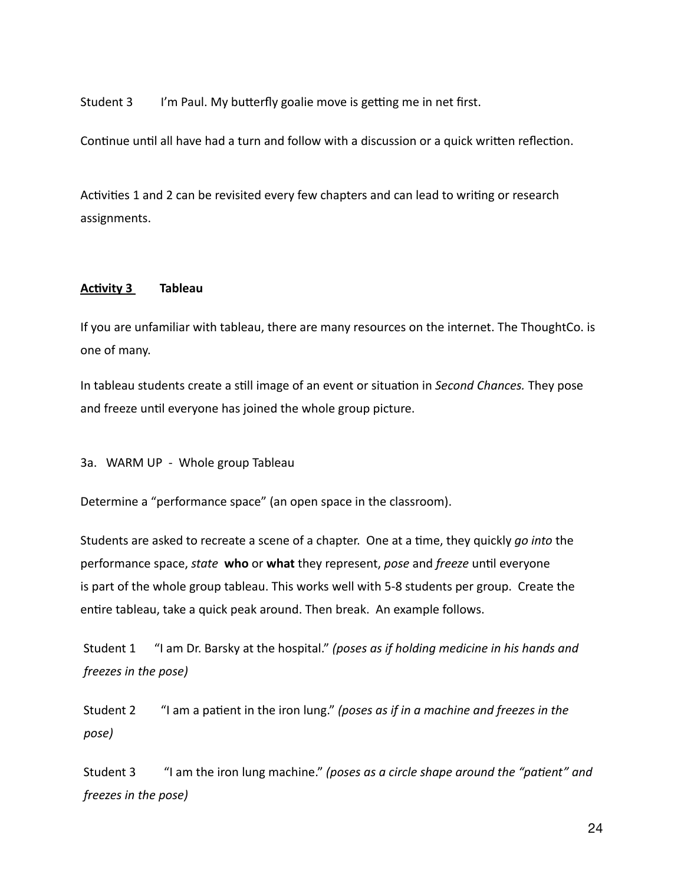Student 3 I'm Paul. My butterfly goalie move is getting me in net first.

Continue until all have had a turn and follow with a discussion or a quick written reflection.

Activities 1 and 2 can be revisited every few chapters and can lead to writing or research assignments.

**<u>Activity 3</u> Tableau**

If you are unfamiliar with tableau, there are many resources on the internet. The ThoughtCo. is one of many.

In tableau students create a still image of an event or situation in *Second Chances.* They pose and freeze until everyone has joined the whole group picture.

3a. WARM UP - Whole group Tableau

Determine a "performance space" (an open space in the classroom).

Students are asked to recreate a scene of a chapter. One at a time, they quickly *go into* the performance space, *state* **who** or **what** they represent, *pose* and *freeze* until everyone is part of the whole group tableau. This works well with 5-8 students per group. Create the entire tableau, take a quick peak around. Then break. An example follows.

Student 1 "I am Dr. Barsky at the hospital." *(poses as if holding medicine in his hands and freezes in the pose)*

Student 2 "I am a patient in the iron lung." *(poses as if in a machine and freezes in the pose)*

Student 3 "I am the iron lung machine." *(poses as a circle shape around the "patient" and freezes in the pose)*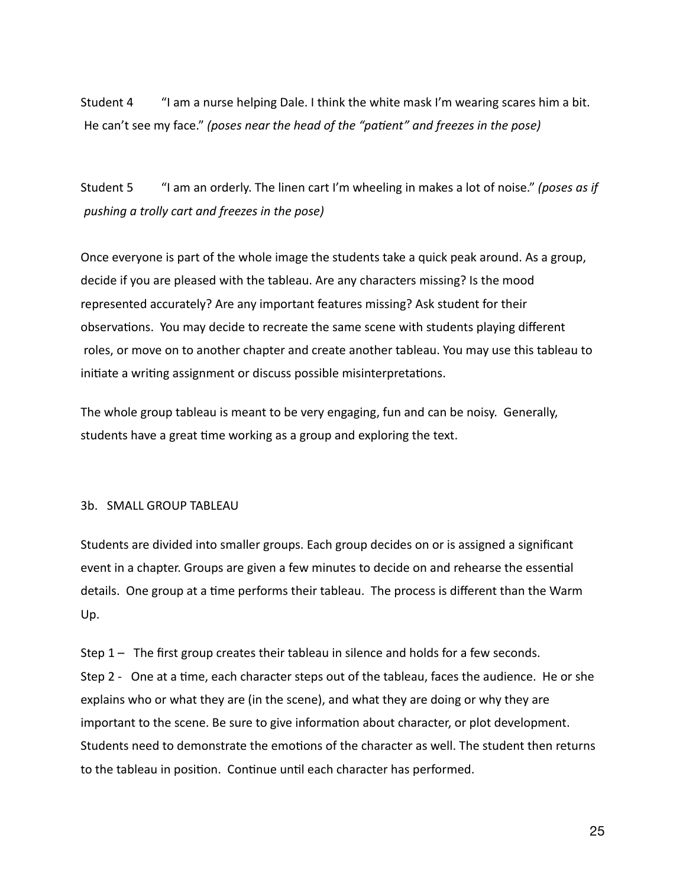Student 4 "I am a nurse helping Dale. I think the white mask I'm wearing scares him a bit. He can't see my face." *(poses near the head of the "patient" and freezes in the pose)*

Student 5 "I am an orderly. The linen cart I'm wheeling in makes a lot of noise." *(poses as if pushing a trolly cart and freezes in the pose)*

Once everyone is part of the whole image the students take a quick peak around. As a group, decide if you are pleased with the tableau. Are any characters missing? Is the mood represented accurately? Are any important features missing? Ask student for their observations. You may decide to recreate the same scene with students playing different roles, or move on to another chapter and create another tableau. You may use this tableau to initiate a writing assignment or discuss possible misinterpretations.

The whole group tableau is meant to be very engaging, fun and can be noisy. Generally, students have a great time working as a group and exploring the text.

3b. SMALL GROUP TABLEAU

Students are divided into smaller groups. Each group decides on or is assigned a significant event in a chapter. Groups are given a few minutes to decide on and rehearse the essential details. One group at a time performs their tableau. The process is different than the Warm Up.

Step 1 – The first group creates their tableau in silence and holds for a few seconds.
Step 2 - One at a time, each character steps out of the tableau, faces the audience. He or she explains who or what they are (in the scene), and what they are doing or why they are important to the scene. Be sure to give information about character, or plot development. Students need to demonstrate the emotions of the character as well. The student then returns to the tableau in position. Continue until each character has performed.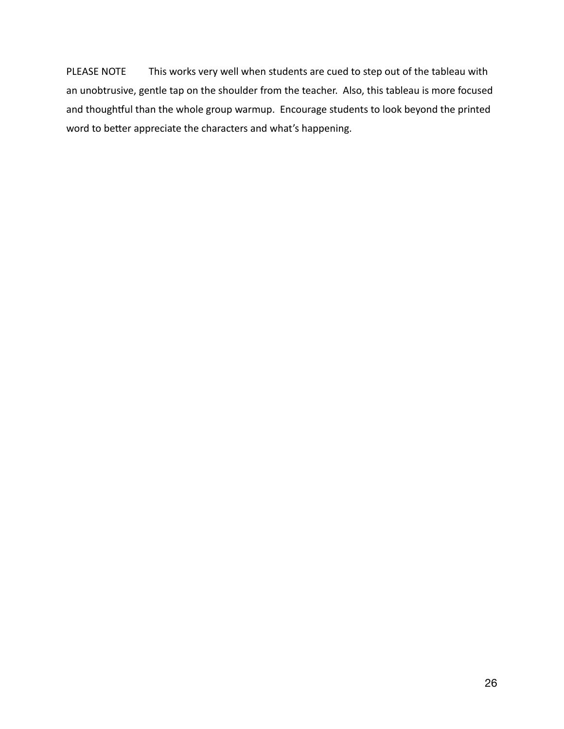PLEASE NOTE This works very well when students are cued to step out of the tableau with an unobtrusive, gentle tap on the shoulder from the teacher. Also, this tableau is more focused and thoughtful than the whole group warmup. Encourage students to look beyond the printed word to better appreciate the characters and what's happening.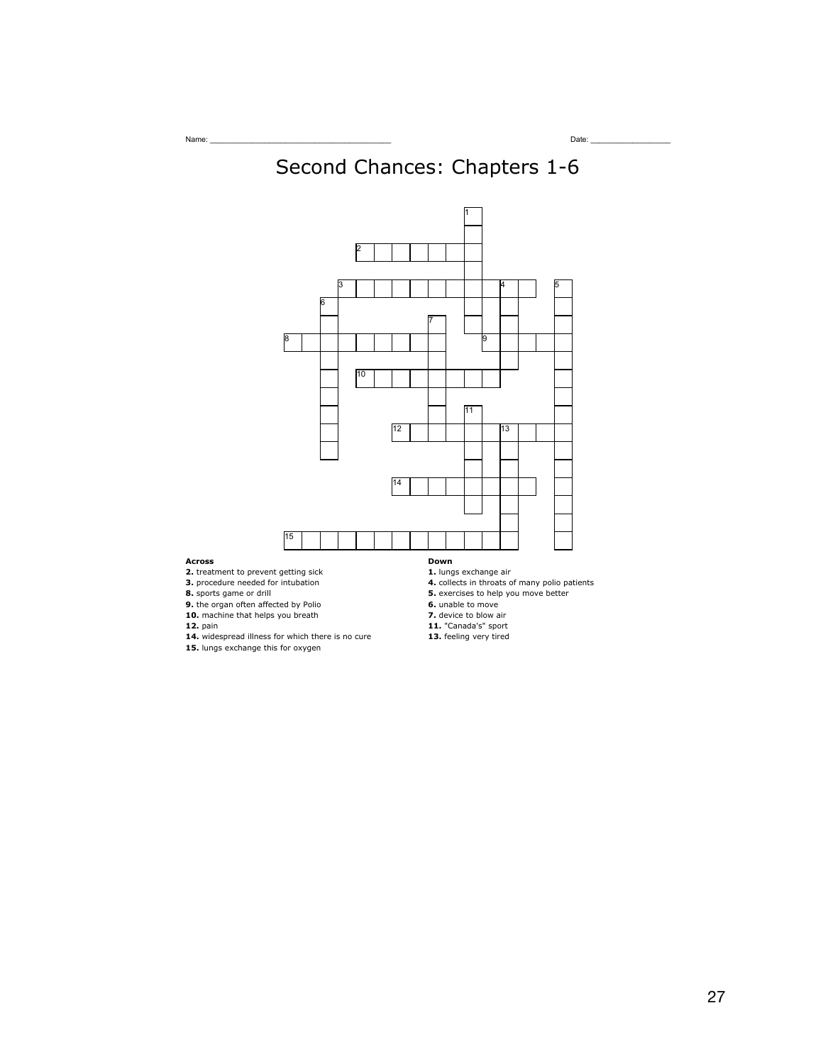Name: ______________________________________ Date: __________________

# Second Chances: Chapters 1-6

**Across**

**2.** treatment to prevent getting sick
**3.** procedure needed for intubation
**8.** sports game or drill
**9.** the organ often affected by Polio
**10.** machine that helps you breath
**12.** pain
**14.** widespread illness for which there is no cure
**15.** lungs exchange this for oxygen

**Down**

**1.** lungs exchange air
**4.** collects in throats of many polio patients
**5.** exercises to help you move better
**6.** unable to move
**7.** device to blow air
**11.** "Canada's" sport
**13.** feeling very tired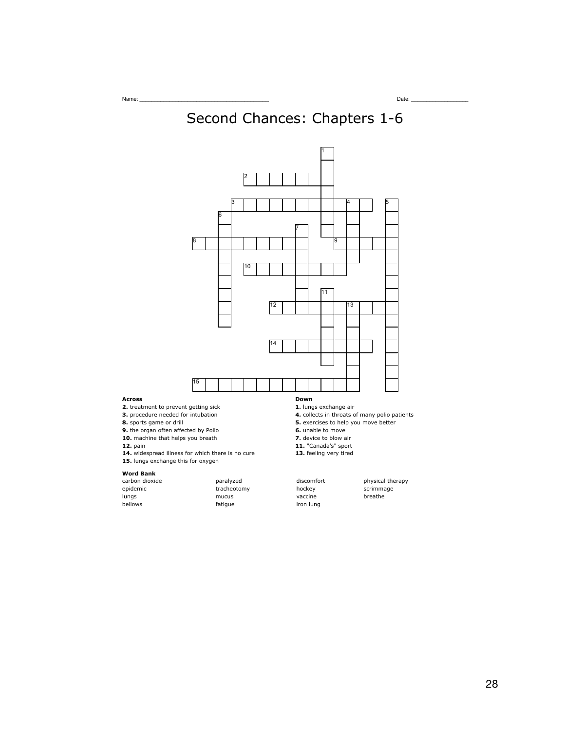Name: ______________________________________ Date: ________________

# Second Chances: Chapters 1-6

**Across**

**2.** treatment to prevent getting sick
**3.** procedure needed for intubation
**8.** sports game or drill
**9.** the organ often affected by Polio
**10.** machine that helps you breath
**12.** pain
**14.** widespread illness for which there is no cure
**15.** lungs exchange this for oxygen

**Down**

**1.** lungs exchange air
**4.** collects in throats of many polio patients
**5.** exercises to help you move better
**6.** unable to move
**7.** device to blow air
**11.** "Canada's" sport
**13.** feeling very tired

**Word Bank**

| | | | |
|---|---|---|---|
| carbon dioxide | paralyzed | discomfort | physical therapy |
| epidemic | tracheotomy | hockey | scrimmage |
| lungs | mucus | vaccine | breathe |
| bellows | fatigue | iron lung | |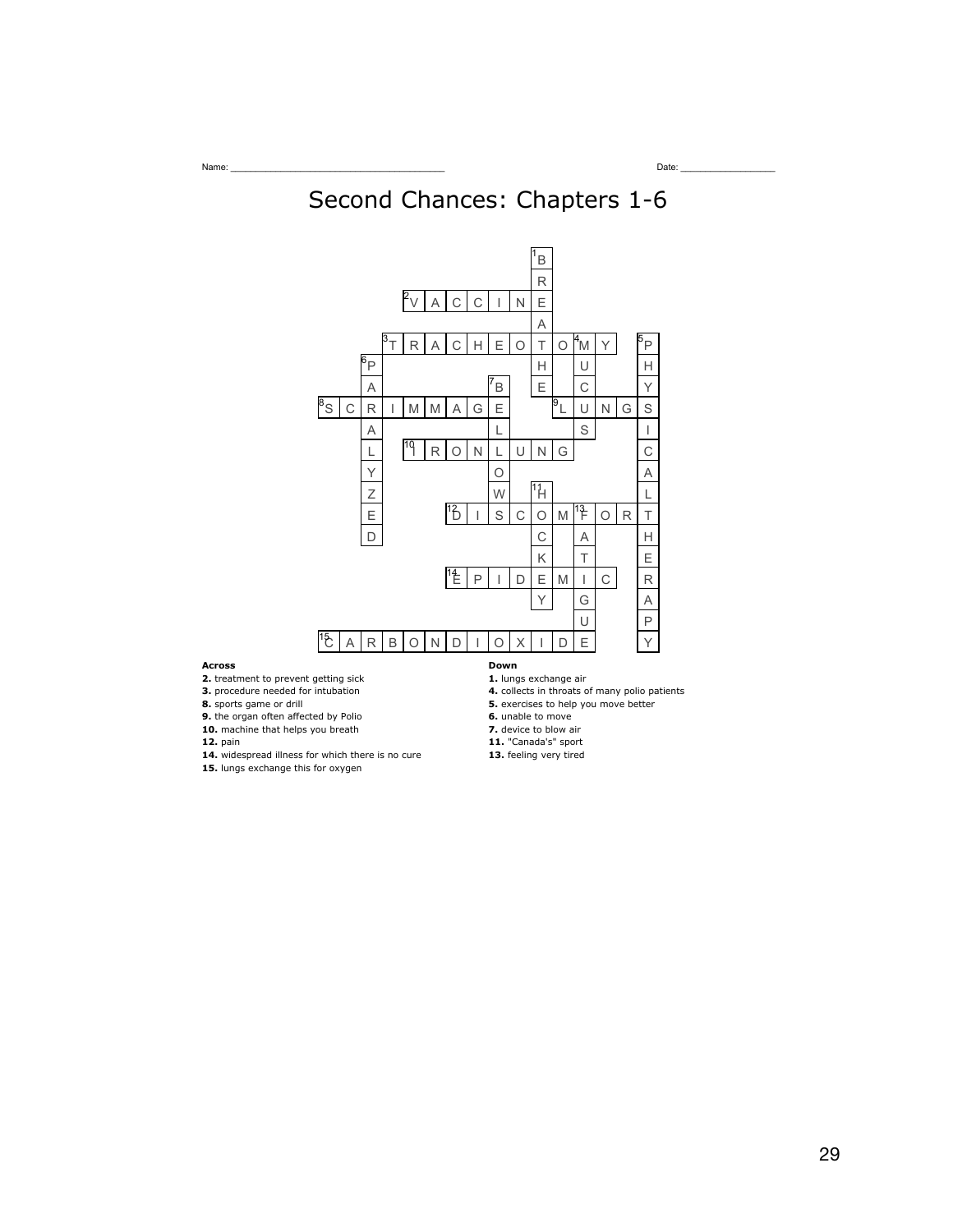Name: ______________________________________ Date: _________________

# Second Chances: Chapters 1-6

**Across**

**2.** treatment to prevent getting sick
**3.** procedure needed for intubation
**8.** sports game or drill
**9.** the organ often affected by Polio
**10.** machine that helps you breath
**12.** pain
**14.** widespread illness for which there is no cure
**15.** lungs exchange this for oxygen

**Down**

**1.** lungs exchange air
**4.** collects in throats of many polio patients
**5.** exercises to help you move better
**6.** unable to move
**7.** device to blow air
**11.** "Canada's" sport
**13.** feeling very tired

Answers:

**Across:** 2. VACCINE, 3. TRACHEOTOMY, 8. SCRIMMAGE, 9. LUNGS, 10. IRON LUNG, 12. DISCOMFORT, 14. EPIDEMIC, 15. CARBON DIOXIDE

**Down:** 1. BREATHE, 4. MUCUS, 5. PHYSICAL THERAPY, 6. PARALYZED, 7. BELLOW, 11. HOCKEY, 13. FATIGUE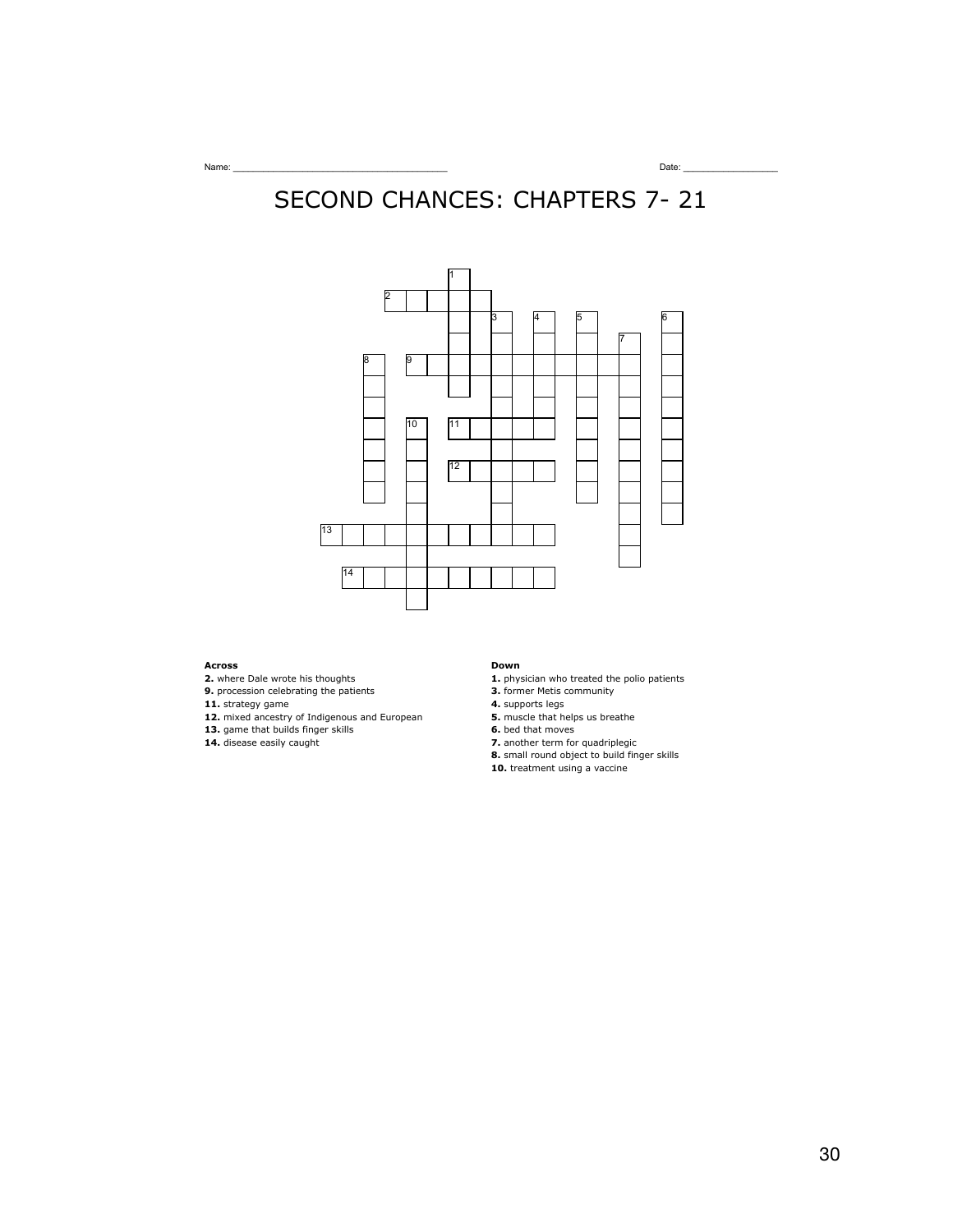Name: ______________________________________ Date: _________________

# SECOND CHANCES: CHAPTERS 7- 21

**Across**

**2.** where Dale wrote his thoughts
**9.** procession celebrating the patients
**11.** strategy game
**12.** mixed ancestry of Indigenous and European
**13.** game that builds finger skills
**14.** disease easily caught

**Down**

**1.** physician who treated the polio patients
**3.** former Metis community
**4.** supports legs
**5.** muscle that helps us breathe
**6.** bed that moves
**7.** another term for quadriplegic
**8.** small round object to build finger skills
**10.** treatment using a vaccine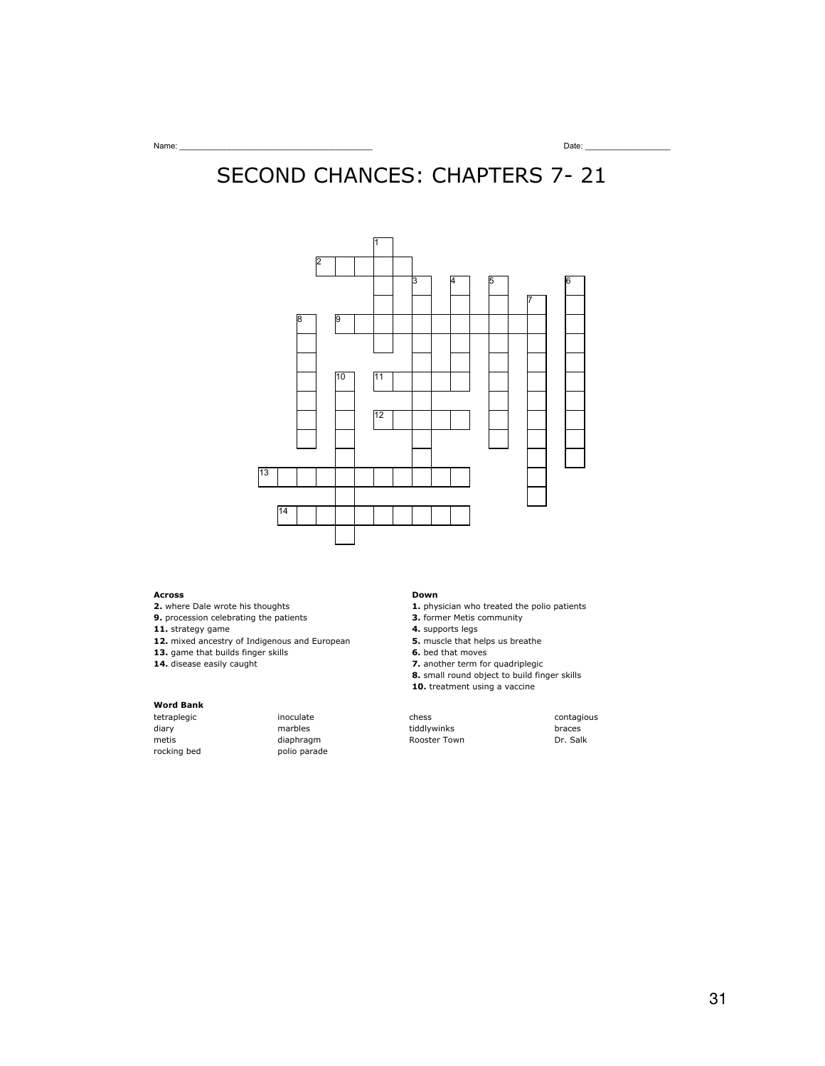Name: _______________________________________ Date: _________________

# SECOND CHANCES: CHAPTERS 7- 21

**Across**

**2.** where Dale wrote his thoughts
**9.** procession celebrating the patients
**11.** strategy game
**12.** mixed ancestry of Indigenous and European
**13.** game that builds finger skills
**14.** disease easily caught

**Down**

**1.** physician who treated the polio patients
**3.** former Metis community
**4.** supports legs
**5.** muscle that helps us breathe
**6.** bed that moves
**7.** another term for quadriplegic
**8.** small round object to build finger skills
**10.** treatment using a vaccine

**Word Bank**

| | | | |
|---|---|---|---|
| tetraplegic | inoculate | chess | contagious |
| diary | marbles | tiddlywinks | braces |
| metis | diaphragm | Rooster Town | Dr. Salk |
| rocking bed | polio parade | | |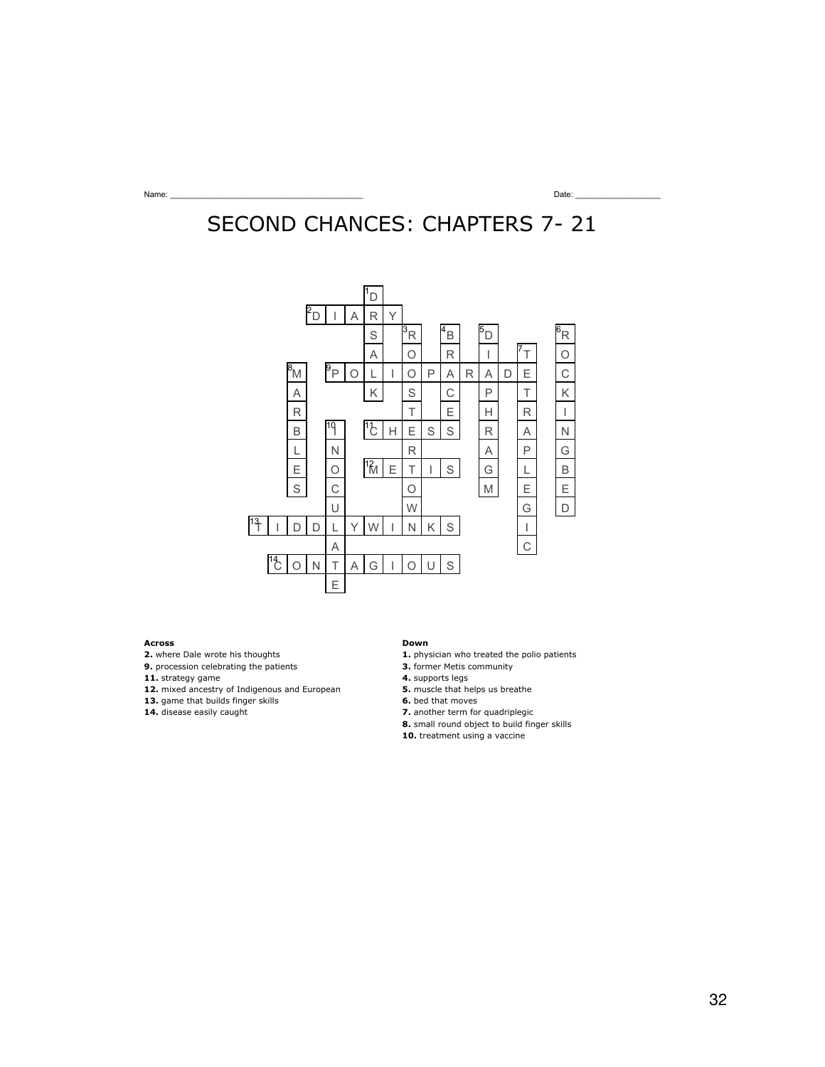Name: ______________________________________ Date: __________________

# SECOND CHANCES: CHAPTERS 7- 21

**Across**

**2.** where Dale wrote his thoughts
**9.** procession celebrating the patients
**11.** strategy game
**12.** mixed ancestry of Indigenous and European
**13.** game that builds finger skills
**14.** disease easily caught

**Down**

**1.** physician who treated the polio patients
**3.** former Metis community
**4.** supports legs
**5.** muscle that helps us breathe
**6.** bed that moves
**7.** another term for quadriplegic
**8.** small round object to build finger skills
**10.** treatment using a vaccine

Answers:

- 1 Down: DRSALK
- 2 Across: DIARY
- 3 Down: ROSTERTOWN
- 4 Down: BRACES
- 5 Down: DIAPHRAGM
- 6 Down: ROCKINGBED
- 7 Down: TETRAPLEGIC
- 8 Down: MARBLES
- 9 Across: POLIOPARADE
- 10 Down: INOCULATE
- 11 Across: CHESS
- 12 Across: METIS
- 13 Across: TIDDLYWINKS
- 14 Across: CONTAGIOUS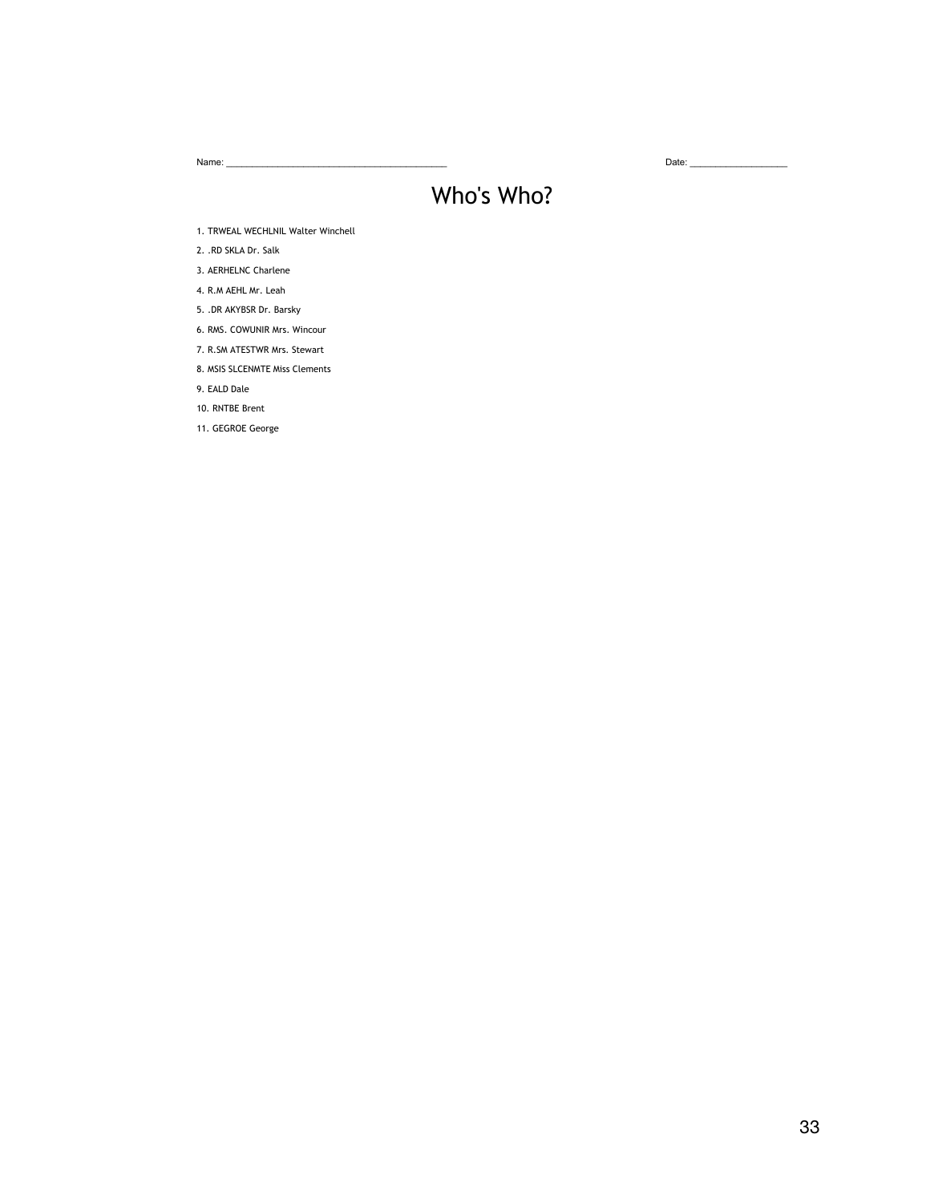Name: ___________________________________________ Date: ___________________

# Who's Who?

1. TRWEAL WECHLNIL Walter Winchell
2. .RD SKLA Dr. Salk
3. AERHELNC Charlene
4. R.M AEHL Mr. Leah
5. .DR AKYBSR Dr. Barsky
6. RMS. COWUNIR Mrs. Wincour
7. R.SM ATESTWR Mrs. Stewart
8. MSIS SLCENMTE Miss Clements
9. EALD Dale
10. RNTBE Brent
11. GEGROE George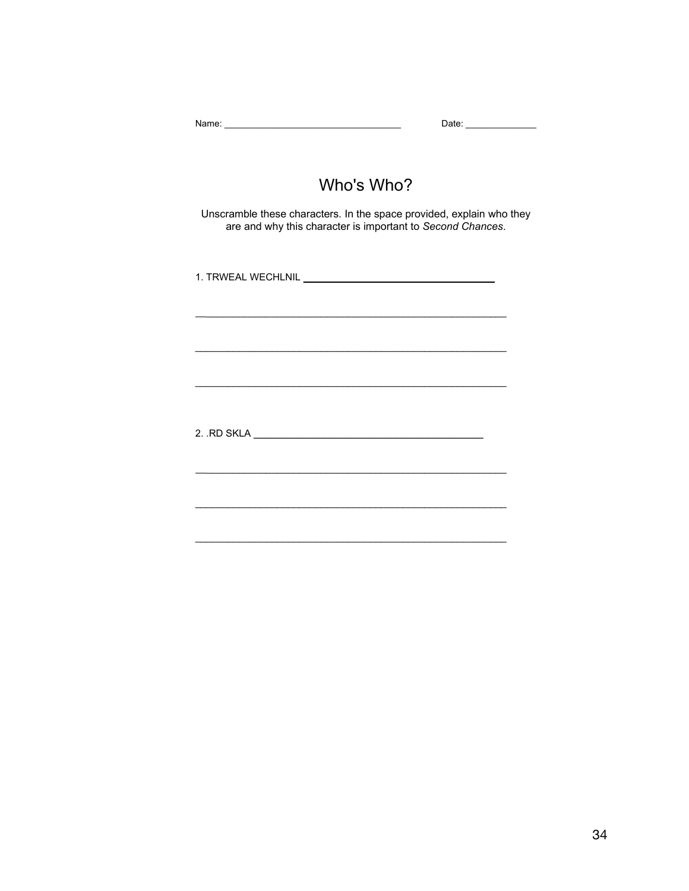Name: ______________________________ Date: ____________

# Who's Who?

Unscramble these characters. In the space provided, explain who they are and why this character is important to *Second Chances*.

1. TRWEAL WECHLNIL ______________________________

______________________________________________________

______________________________________________________

______________________________________________________

2. .RD SKLA ______________________________

______________________________________________________

______________________________________________________

______________________________________________________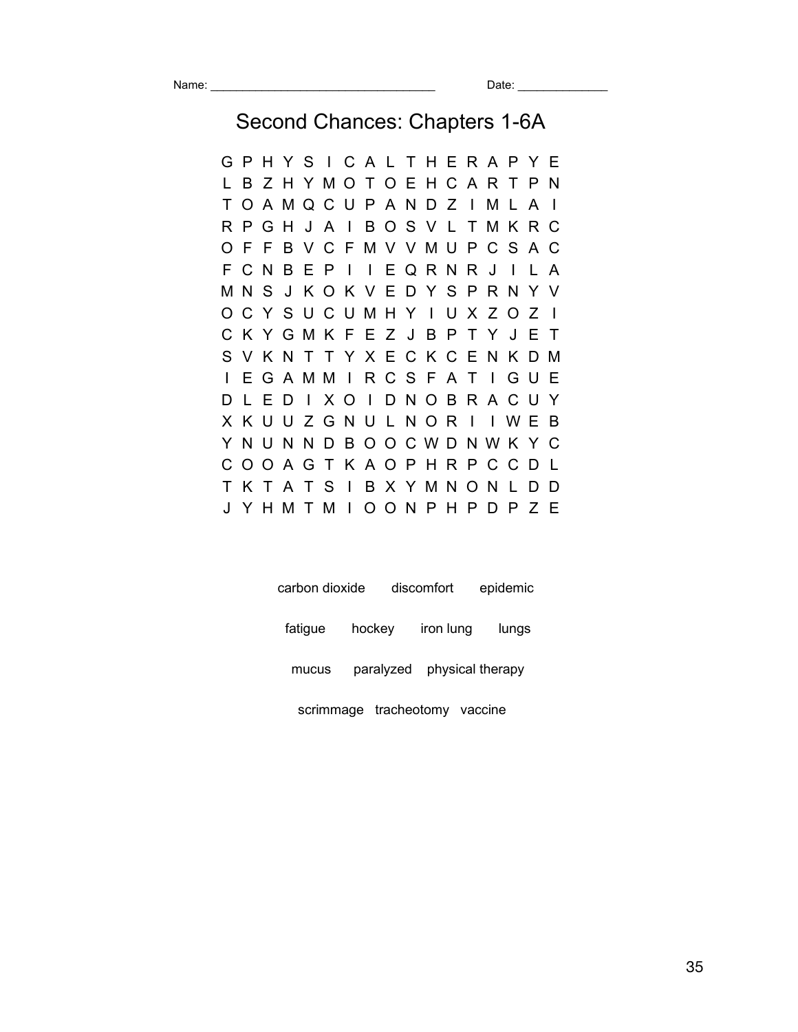Name: ___________________________________ Date: ______________

# Second Chances: Chapters 1-6A

```
G P H Y S I C A L T H E R A P Y E
L B Z H Y M O T O E H C A R T P N
T O A M Q C U P A N D Z I M L A I
R P G H J A I B O S V L T M K R C
O F F B V C F M V V M U P C S A C
F C N B E P I I E Q R N R J I L A
M N S J K O K V E D Y S P R N Y V
O C Y S U C U M H Y I U X Z O Z I
C K Y G M K F E Z J B P T Y J E T
S V K N T T Y X E C K C E N K D M
I E G A M M I R C S F A T I G U E
D L E D I X O I D N O B R A C U Y
X K U U Z G N U L N O R I I W E B
Y N U N N D B O O C W D N W K Y C
C O O A G T K A O P H R P C C D L
T K T A T S I B X Y M N O N L D D
J Y H M T M I O O N P H P D P Z E
```

carbon dioxide discomfort epidemic

fatigue hockey iron lung lungs

mucus paralyzed physical therapy

scrimmage tracheotomy vaccine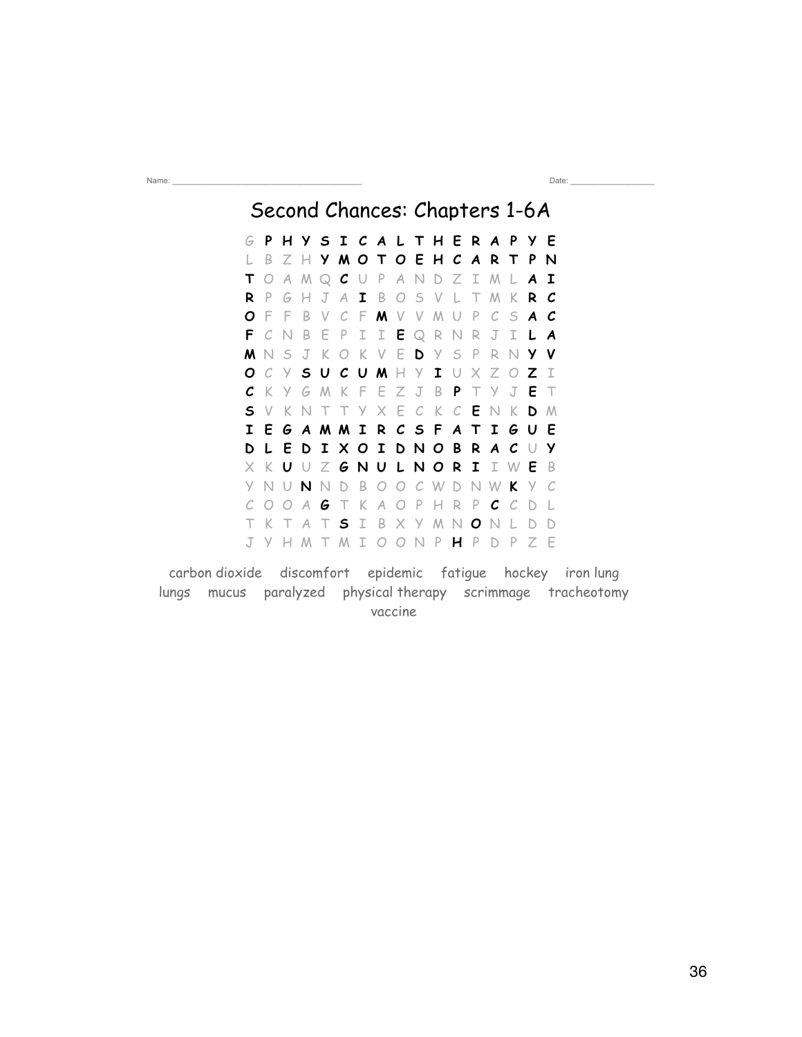Name: ______________________________ Date: ______________

# Second Chances: Chapters 1-6A

```
G P H Y S I C A L T H E R A P Y E
L B Z H Y M O T O E H C A R T P N
T O A M Q C U P A N D Z I M L A I
R P G H J A I B O S V L T M K R C
O F F B V C F M V V M U P C S A C
F C N B E P I I E Q R N R J I L A
M N S J K O K V E D Y S P R N Y V
O C Y S U C U M H Y I U X Z O Z I
C K Y G M K F E Z J B P T Y J E T
S V K N T T Y X E C K C E N K D M
I E G A M M I R C S F A T I G U E
D L E D I X O I D N O B R A C U Y
X K U U Z G N U L N O R I I W E B
Y N U N N D B O O C W D N W K Y C
C O O A G T K A O P H R P C C D L
T K T A T S I B X Y M N O N L D D
J Y H M T M I O O N P H P D P Z E
```

carbon dioxide discomfort epidemic fatigue hockey iron lung lungs mucus paralyzed physical therapy scrimmage tracheotomy vaccine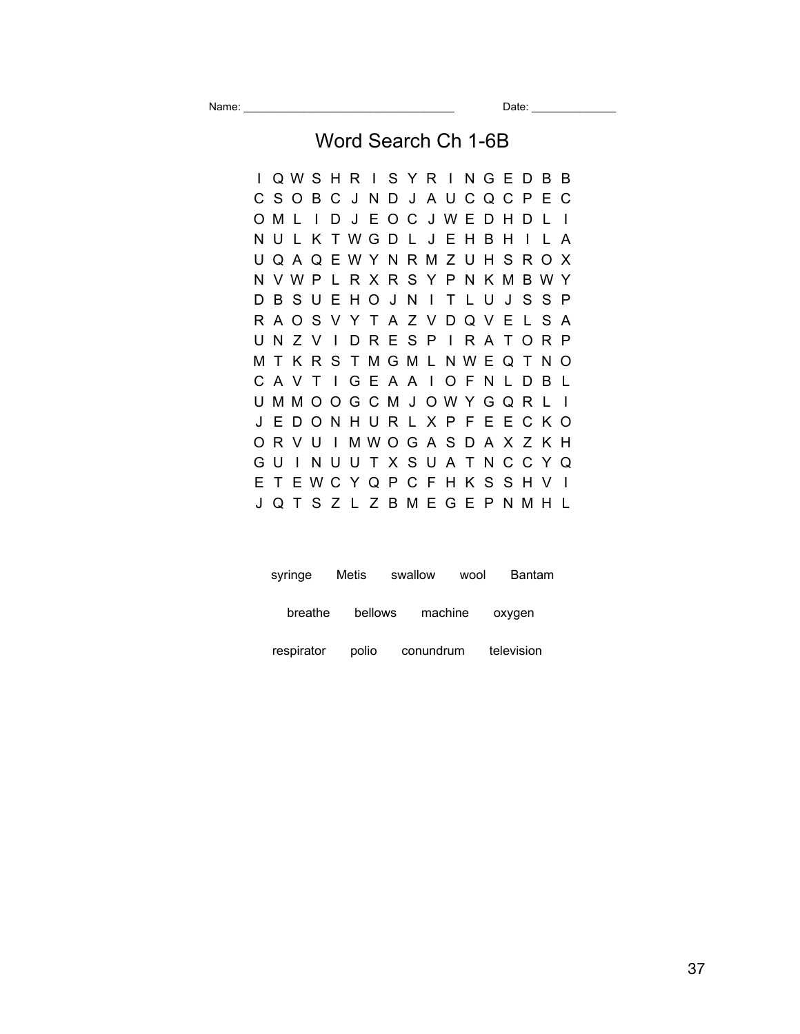Name: ________________________________ Date: _____________

# Word Search Ch 1-6B

```
I Q W S H R I S Y R I N G E D B B
C S O B C J N D J A U C Q C P E C
O M L I D J E O C J W E D H D L I
N U L K T W G D L J E H B H I L A
U Q A Q E W Y N R M Z U H S R O X
N V W P L R X R S Y P N K M B W Y
D B S U E H O J N I T L U J S S P
R A O S V Y T A Z V D Q V E L S A
U N Z V I D R E S P I R A T O R P
M T K R S T M G M L N W E Q T N O
C A V T I G E A A I O F N L D B L
U M M O O G C M J O W Y G Q R L I
J E D O N H U R L X P F E E C K O
O R V U I M W O G A S D A X Z K H
G U I N U U T X S U A T N C C Y Q
E T E W C Y Q P C F H K S S H V I
J Q T S Z L Z B M E G E P N M H L
```

syringe Metis swallow wool Bantam

breathe bellows machine oxygen

respirator polio conundrum television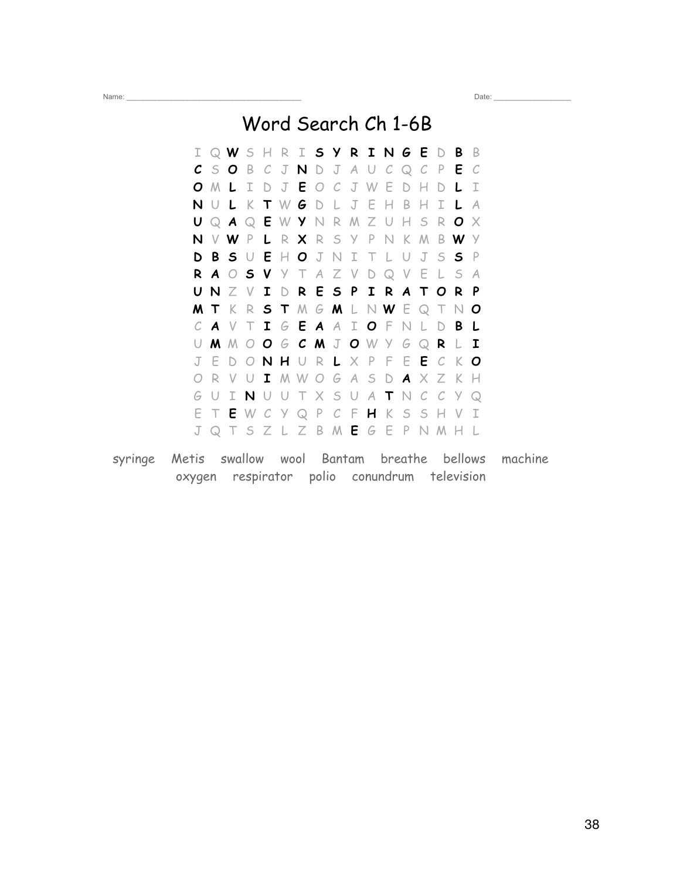Name: ______________________________________ Date: _________________

# Word Search Ch 1-6B

```
I Q W S H R I S Y R I N G E D B B
C S O B C J N D J A U C Q C P E C
O M L I D J E O C J W E D H D L I
N U L K T W G D L J E H B H I L A
U Q A Q E W Y N R M Z U H S R O X
N V W P L R X R S Y P N K M B W Y
D B S U E H O J N I T L U J S S P
R A O S V Y T A Z V D Q V E L S A
U N Z V I D R E S P I R A T O R P
M T K R S T M G M L N W E Q T N O
C A V T I G E A A I O F N L D B L
U M M O O G C M J O W Y G Q R L I
J E D O N H U R L X P F E E C K O
O R V U I M W O G A S D A X Z K H
G U I N U U T X S U A T N C C Y Q
E T E W C Y Q P C F H K S S H V I
J Q T S Z L Z B M E G E P N M H L
```

syringe   Metis   swallow   wool   Bantam   breathe   bellows   machine
oxygen   respirator   polio   conundrum   television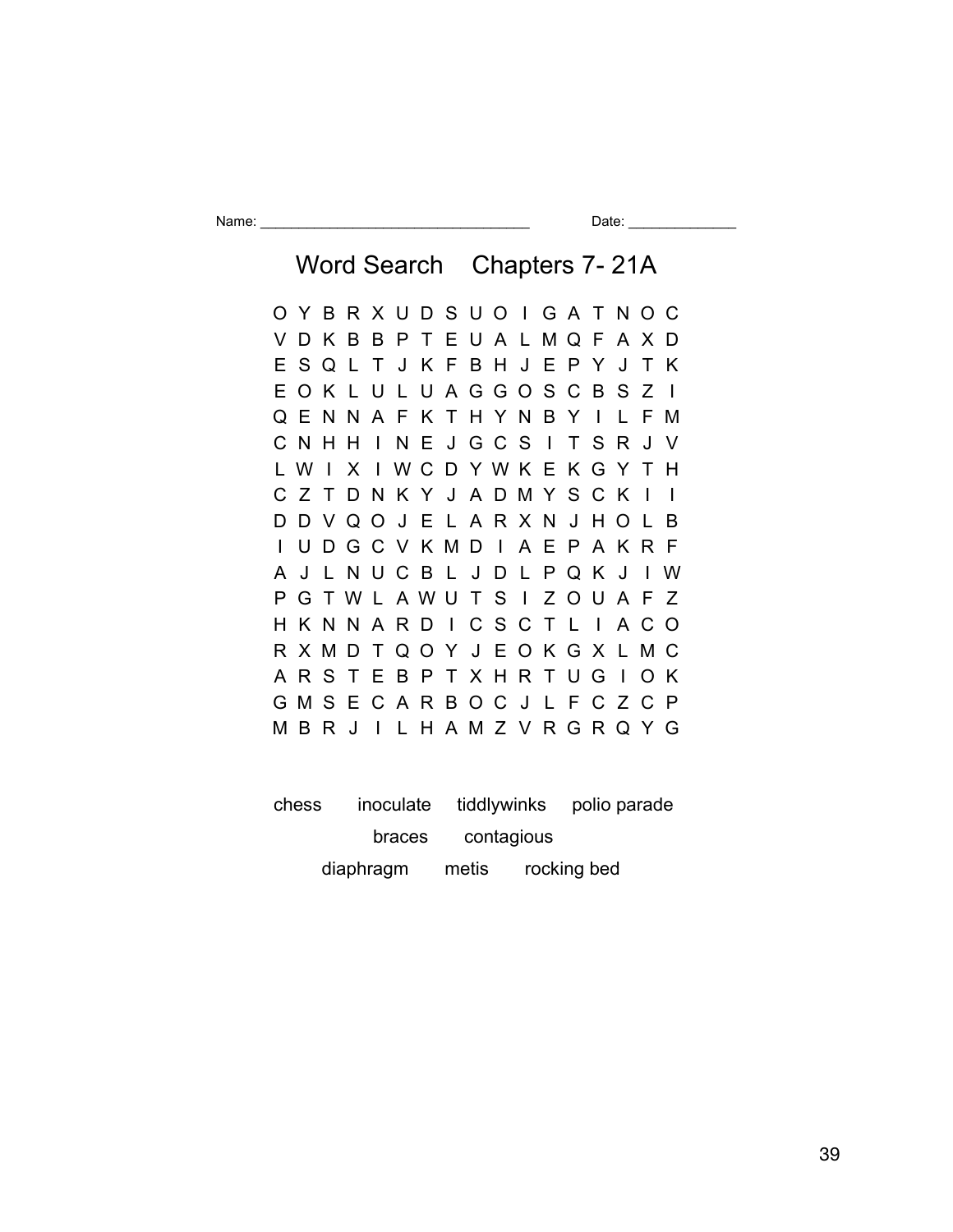Name: ________________________________ Date: ______________

# Word Search    Chapters 7- 21A

```
O Y B R X U D S U O I G A T N O C
V D K B B P T E U A L M Q F A X D
E S Q L T J K F B H J E P Y J T K
E O K L U L U A G G O S C B S Z I
Q E N N A F K T H Y N B Y I L F M
C N H H I N E J G C S I T S R J V
L W I X I W C D Y W K E K G Y T H
C Z T D N K Y J A D M Y S C K I I
D D V Q O J E L A R X N J H O L B
I U D G C V K M D I A E P A K R F
A J L N U C B L J D L P Q K J I W
P G T W L A W U T S I Z O U A F Z
H K N N A R D I C S C T L I A C O
R X M D T Q O Y J E O K G X L M C
A R S T E B P T X H R T U G I O K
G M S E C A R B O C J L F C Z C P
M B R J I L H A M Z V R G R Q Y G
```

chess    inoculate    tiddlywinks    polio parade

braces    contagious

diaphragm    metis    rocking bed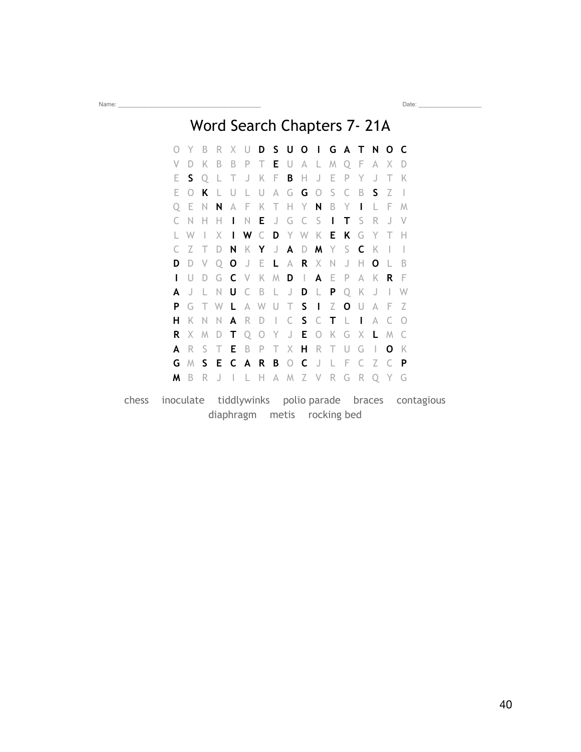Name: ____________________________________ Date: _________________

# Word Search Chapters 7- 21A

```
O Y B R X U D S U O I G A T N O C
V D K B B P T E U A L M Q F A X D
E S Q L T J K F B H J E P Y J T K
E O K L U L U A G G O S C B S Z I
Q E N N A F K T H Y N B Y I L F M
C N H H I N E J G C S I T S R J V
L W I X I W C D Y W K E K G Y T H
C Z T D N K Y J A D M Y S C K I I
D D V Q O J E L A R X N J H O L B
I U D G C V K M D I A E P A K R F
A J L N U C B L J D L P Q K J I W
P G T W L A W U T S I Z O U A F Z
H K N N A R D I C S C T L I A C O
R X M D T Q O Y J E O K G X L M C
A R S T E B P T X H R T U G I O K
G M S E C A R B O C J L F C Z C P
M B R J I L H A M Z V R G R Q Y G
```

chess inoculate tiddlywinks polio parade braces contagious diaphragm metis rocking bed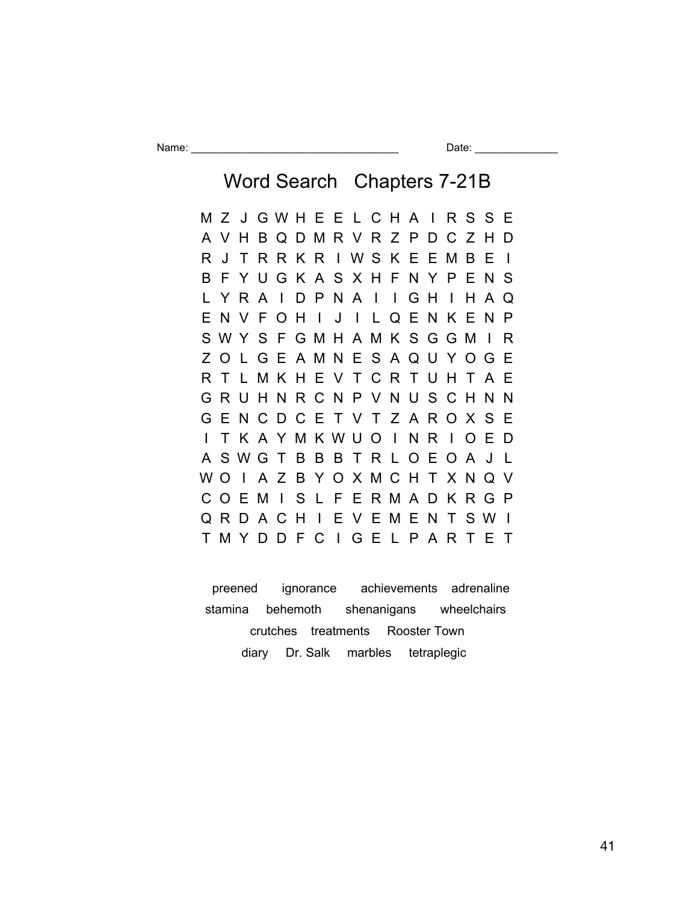Name: ___________________________________ Date: ______________

# Word Search Chapters 7-21B

```
M Z J G W H E E L C H A I R S S E
A V H B Q D M R V R Z P D C Z H D
R J T R R K R I W S K E E M B E I
B F Y U G K A S X H F N Y P E N S
L Y R A I D P N A I I G H I H A Q
E N V F O H I J I L Q E N K E N P
S W Y S F G M H A M K S G G M I R
Z O L G E A M N E S A Q U Y O G E
R T L M K H E V T C R T U H T A E
G R U H N R C N P V N U S C H N N
G E N C D C E T V T Z A R O X S E
I T K A Y M K W U O I N R I O E D
A S W G T B B B T R L O E O A J L
W O I A Z B Y O X M C H T X N Q V
C O E M I S L F E R M A D K R G P
Q R D A C H I E V E M E N T S W I
T M Y D D F C I G E L P A R T E T
```

preened ignorance achievements adrenaline

stamina behemoth shenanigans wheelchairs

crutches treatments Rooster Town

diary Dr. Salk marbles tetraplegic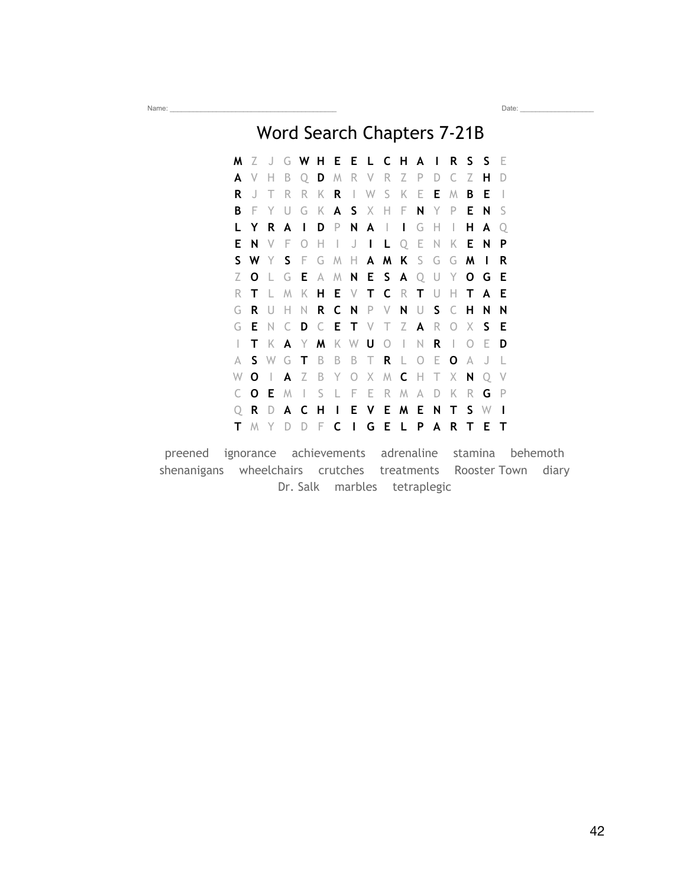Name: ___________________________________ Date: _________________

# Word Search Chapters 7-21B

| | | | | | | | | | | | | | | | | |
|---|---|---|---|---|---|---|---|---|---|---|---|---|---|---|---|---|
| M | Z | J | G | W | H | E | E | L | C | H | A | I | R | S | S | E |
| A | V | H | B | Q | D | M | R | V | R | Z | P | D | C | Z | H | D |
| R | J | T | R | R | K | R | I | W | S | K | E | E | M | B | E | I |
| B | F | Y | U | G | K | A | S | X | H | F | N | Y | P | E | N | S |
| L | Y | R | A | I | D | P | N | A | I | I | G | H | I | H | A | Q |
| E | N | V | F | O | H | I | J | I | L | Q | E | N | K | E | N | P |
| S | W | Y | S | F | G | M | H | A | M | K | S | G | G | M | I | R |
| Z | O | L | G | E | A | M | N | E | S | A | Q | U | Y | O | G | E |
| R | T | L | M | K | H | E | V | T | C | R | T | U | H | T | A | E |
| G | R | U | H | N | R | C | N | P | V | N | U | S | C | H | N | N |
| G | E | N | C | D | C | E | T | V | T | Z | A | R | O | X | S | E |
| I | T | K | A | Y | M | K | W | U | O | I | N | R | I | O | E | D |
| A | S | W | G | T | B | B | B | T | R | L | O | E | O | A | J | L |
| W | O | I | A | Z | B | Y | O | X | M | C | H | T | X | N | Q | V |
| C | O | E | M | I | S | L | F | E | R | M | A | D | K | R | G | P |
| Q | R | D | A | C | H | I | E | V | E | M | E | N | T | S | W | I |
| T | M | Y | D | D | F | C | I | G | E | L | P | A | R | T | E | T |

preened ignorance achievements adrenaline stamina behemoth shenanigans wheelchairs crutches treatments Rooster Town diary Dr. Salk marbles tetraplegic